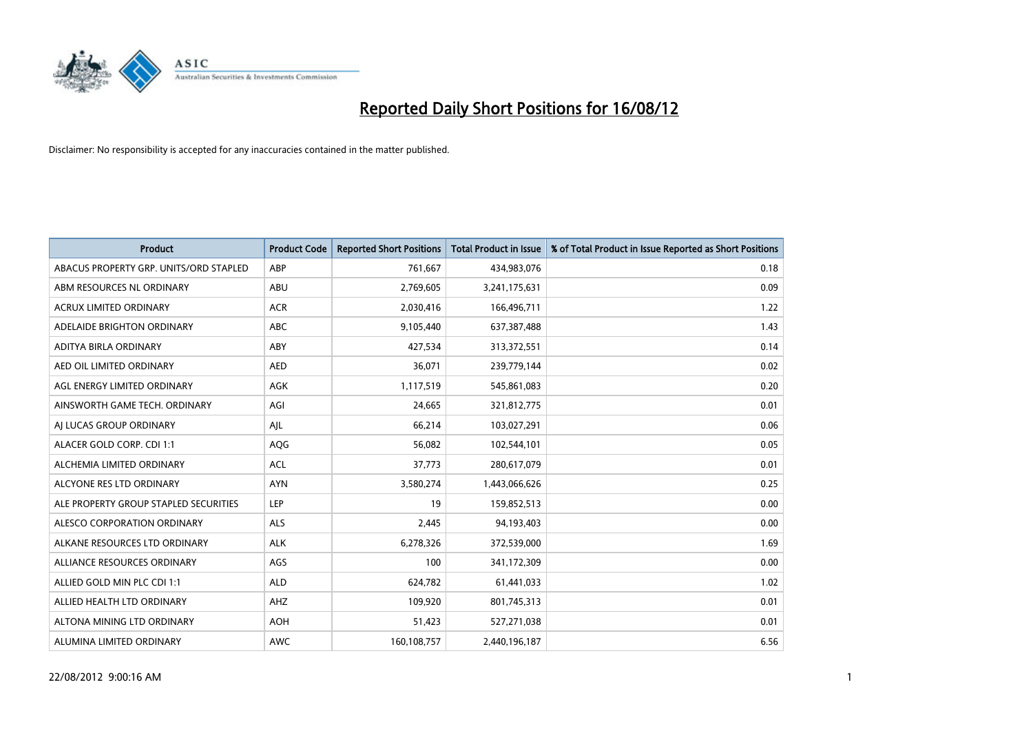# Reported Daily Short Positions for 16/08/12

Disclaimer: No responsibility is accepted for any inaccuracies contained in the matter published.

| Product | Product Code | Reported Short Positions | Total Product in Issue | % of Total Product in Issue Reported as Short Positions |
|---|---|---|---|---|
| ABACUS PROPERTY GRP. UNITS/ORD STAPLED | ABP | 761,667 | 434,983,076 | 0.18 |
| ABM RESOURCES NL ORDINARY | ABU | 2,769,605 | 3,241,175,631 | 0.09 |
| ACRUX LIMITED ORDINARY | ACR | 2,030,416 | 166,496,711 | 1.22 |
| ADELAIDE BRIGHTON ORDINARY | ABC | 9,105,440 | 637,387,488 | 1.43 |
| ADITYA BIRLA ORDINARY | ABY | 427,534 | 313,372,551 | 0.14 |
| AED OIL LIMITED ORDINARY | AED | 36,071 | 239,779,144 | 0.02 |
| AGL ENERGY LIMITED ORDINARY | AGK | 1,117,519 | 545,861,083 | 0.20 |
| AINSWORTH GAME TECH. ORDINARY | AGI | 24,665 | 321,812,775 | 0.01 |
| AJ LUCAS GROUP ORDINARY | AJL | 66,214 | 103,027,291 | 0.06 |
| ALACER GOLD CORP. CDI 1:1 | AQG | 56,082 | 102,544,101 | 0.05 |
| ALCHEMIA LIMITED ORDINARY | ACL | 37,773 | 280,617,079 | 0.01 |
| ALCYONE RES LTD ORDINARY | AYN | 3,580,274 | 1,443,066,626 | 0.25 |
| ALE PROPERTY GROUP STAPLED SECURITIES | LEP | 19 | 159,852,513 | 0.00 |
| ALESCO CORPORATION ORDINARY | ALS | 2,445 | 94,193,403 | 0.00 |
| ALKANE RESOURCES LTD ORDINARY | ALK | 6,278,326 | 372,539,000 | 1.69 |
| ALLIANCE RESOURCES ORDINARY | AGS | 100 | 341,172,309 | 0.00 |
| ALLIED GOLD MIN PLC CDI 1:1 | ALD | 624,782 | 61,441,033 | 1.02 |
| ALLIED HEALTH LTD ORDINARY | AHZ | 109,920 | 801,745,313 | 0.01 |
| ALTONA MINING LTD ORDINARY | AOH | 51,423 | 527,271,038 | 0.01 |
| ALUMINA LIMITED ORDINARY | AWC | 160,108,757 | 2,440,196,187 | 6.56 |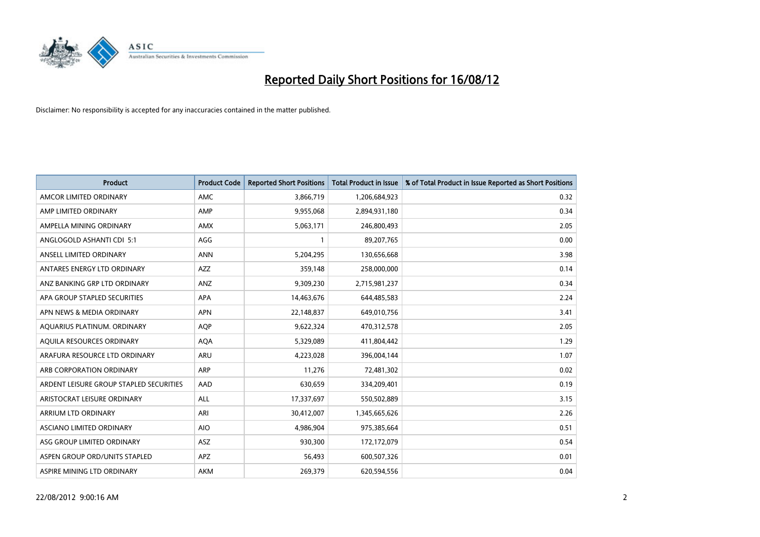# Reported Daily Short Positions for 16/08/12

Disclaimer: No responsibility is accepted for any inaccuracies contained in the matter published.

| Product | Product Code | Reported Short Positions | Total Product in Issue | % of Total Product in Issue Reported as Short Positions |
|---|---|---|---|---|
| AMCOR LIMITED ORDINARY | AMC | 3,866,719 | 1,206,684,923 | 0.32 |
| AMP LIMITED ORDINARY | AMP | 9,955,068 | 2,894,931,180 | 0.34 |
| AMPELLA MINING ORDINARY | AMX | 5,063,171 | 246,800,493 | 2.05 |
| ANGLOGOLD ASHANTI CDI 5:1 | AGG | 1 | 89,207,765 | 0.00 |
| ANSELL LIMITED ORDINARY | ANN | 5,204,295 | 130,656,668 | 3.98 |
| ANTARES ENERGY LTD ORDINARY | AZZ | 359,148 | 258,000,000 | 0.14 |
| ANZ BANKING GRP LTD ORDINARY | ANZ | 9,309,230 | 2,715,981,237 | 0.34 |
| APA GROUP STAPLED SECURITIES | APA | 14,463,676 | 644,485,583 | 2.24 |
| APN NEWS & MEDIA ORDINARY | APN | 22,148,837 | 649,010,756 | 3.41 |
| AQUARIUS PLATINUM. ORDINARY | AQP | 9,622,324 | 470,312,578 | 2.05 |
| AQUILA RESOURCES ORDINARY | AQA | 5,329,089 | 411,804,442 | 1.29 |
| ARAFURA RESOURCE LTD ORDINARY | ARU | 4,223,028 | 396,004,144 | 1.07 |
| ARB CORPORATION ORDINARY | ARP | 11,276 | 72,481,302 | 0.02 |
| ARDENT LEISURE GROUP STAPLED SECURITIES | AAD | 630,659 | 334,209,401 | 0.19 |
| ARISTOCRAT LEISURE ORDINARY | ALL | 17,337,697 | 550,502,889 | 3.15 |
| ARRIUM LTD ORDINARY | ARI | 30,412,007 | 1,345,665,626 | 2.26 |
| ASCIANO LIMITED ORDINARY | AIO | 4,986,904 | 975,385,664 | 0.51 |
| ASG GROUP LIMITED ORDINARY | ASZ | 930,300 | 172,172,079 | 0.54 |
| ASPEN GROUP ORD/UNITS STAPLED | APZ | 56,493 | 600,507,326 | 0.01 |
| ASPIRE MINING LTD ORDINARY | AKM | 269,379 | 620,594,556 | 0.04 |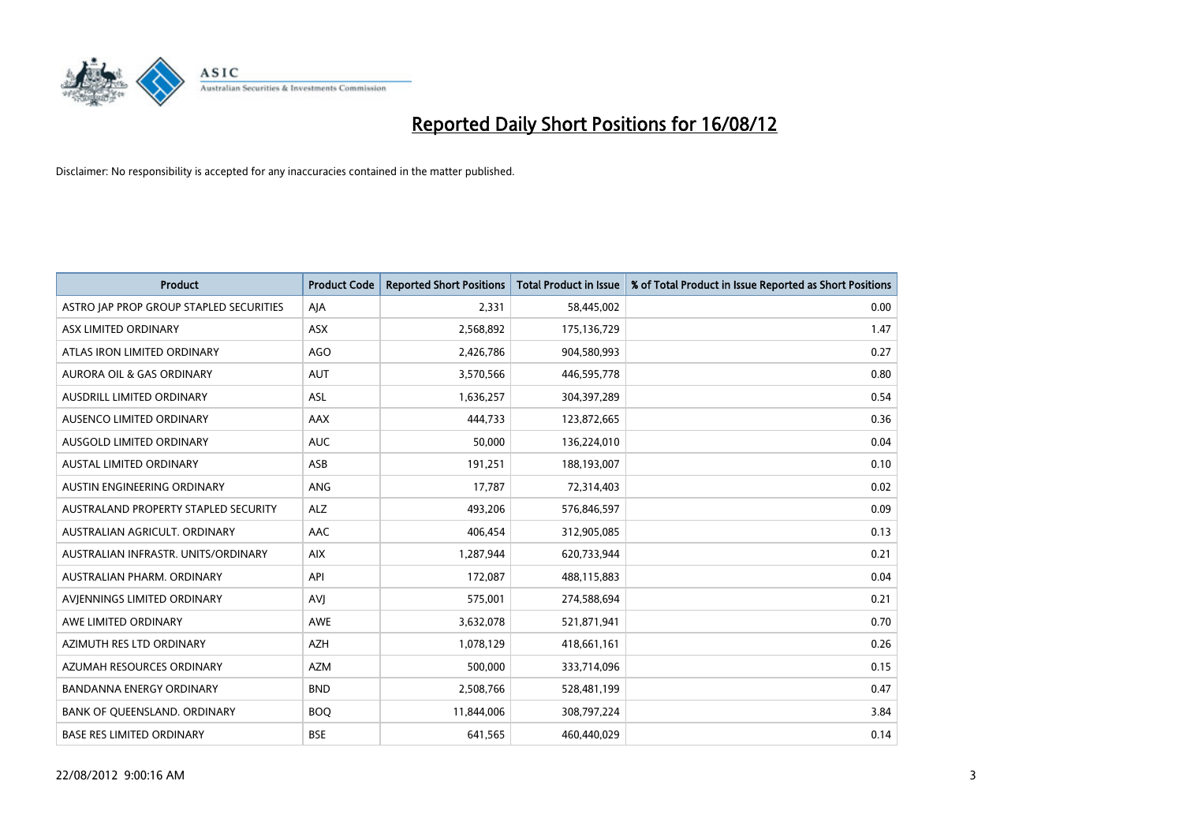# Reported Daily Short Positions for 16/08/12

Disclaimer: No responsibility is accepted for any inaccuracies contained in the matter published.

| Product | Product Code | Reported Short Positions | Total Product in Issue | % of Total Product in Issue Reported as Short Positions |
|---|---|---|---|---|
| ASTRO JAP PROP GROUP STAPLED SECURITIES | AJA | 2,331 | 58,445,002 | 0.00 |
| ASX LIMITED ORDINARY | ASX | 2,568,892 | 175,136,729 | 1.47 |
| ATLAS IRON LIMITED ORDINARY | AGO | 2,426,786 | 904,580,993 | 0.27 |
| AURORA OIL & GAS ORDINARY | AUT | 3,570,566 | 446,595,778 | 0.80 |
| AUSDRILL LIMITED ORDINARY | ASL | 1,636,257 | 304,397,289 | 0.54 |
| AUSENCO LIMITED ORDINARY | AAX | 444,733 | 123,872,665 | 0.36 |
| AUSGOLD LIMITED ORDINARY | AUC | 50,000 | 136,224,010 | 0.04 |
| AUSTAL LIMITED ORDINARY | ASB | 191,251 | 188,193,007 | 0.10 |
| AUSTIN ENGINEERING ORDINARY | ANG | 17,787 | 72,314,403 | 0.02 |
| AUSTRALAND PROPERTY STAPLED SECURITY | ALZ | 493,206 | 576,846,597 | 0.09 |
| AUSTRALIAN AGRICULT. ORDINARY | AAC | 406,454 | 312,905,085 | 0.13 |
| AUSTRALIAN INFRASTR. UNITS/ORDINARY | AIX | 1,287,944 | 620,733,944 | 0.21 |
| AUSTRALIAN PHARM. ORDINARY | API | 172,087 | 488,115,883 | 0.04 |
| AVJENNINGS LIMITED ORDINARY | AVJ | 575,001 | 274,588,694 | 0.21 |
| AWE LIMITED ORDINARY | AWE | 3,632,078 | 521,871,941 | 0.70 |
| AZIMUTH RES LTD ORDINARY | AZH | 1,078,129 | 418,661,161 | 0.26 |
| AZUMAH RESOURCES ORDINARY | AZM | 500,000 | 333,714,096 | 0.15 |
| BANDANNA ENERGY ORDINARY | BND | 2,508,766 | 528,481,199 | 0.47 |
| BANK OF QUEENSLAND. ORDINARY | BOQ | 11,844,006 | 308,797,224 | 3.84 |
| BASE RES LIMITED ORDINARY | BSE | 641,565 | 460,440,029 | 0.14 |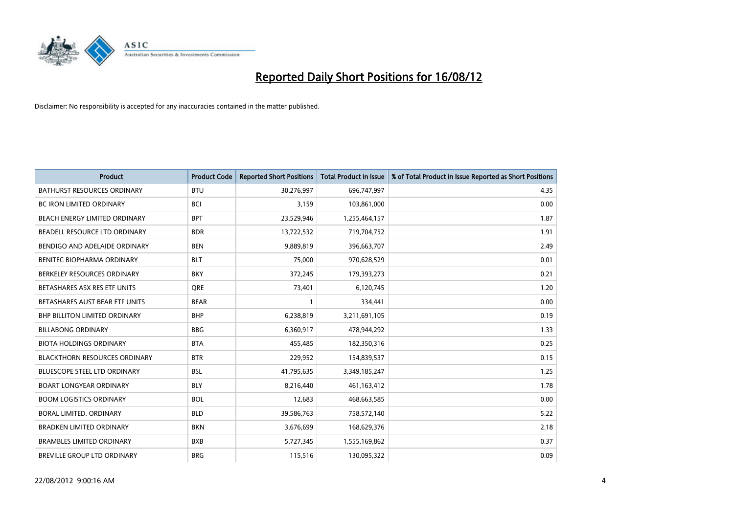# Reported Daily Short Positions for 16/08/12

Disclaimer: No responsibility is accepted for any inaccuracies contained in the matter published.

| Product | Product Code | Reported Short Positions | Total Product in Issue | % of Total Product in Issue Reported as Short Positions |
|---|---|---|---|---|
| BATHURST RESOURCES ORDINARY | BTU | 30,276,997 | 696,747,997 | 4.35 |
| BC IRON LIMITED ORDINARY | BCI | 3,159 | 103,861,000 | 0.00 |
| BEACH ENERGY LIMITED ORDINARY | BPT | 23,529,946 | 1,255,464,157 | 1.87 |
| BEADELL RESOURCE LTD ORDINARY | BDR | 13,722,532 | 719,704,752 | 1.91 |
| BENDIGO AND ADELAIDE ORDINARY | BEN | 9,889,819 | 396,663,707 | 2.49 |
| BENITEC BIOPHARMA ORDINARY | BLT | 75,000 | 970,628,529 | 0.01 |
| BERKELEY RESOURCES ORDINARY | BKY | 372,245 | 179,393,273 | 0.21 |
| BETASHARES ASX RES ETF UNITS | QRE | 73,401 | 6,120,745 | 1.20 |
| BETASHARES AUST BEAR ETF UNITS | BEAR | 1 | 334,441 | 0.00 |
| BHP BILLITON LIMITED ORDINARY | BHP | 6,238,819 | 3,211,691,105 | 0.19 |
| BILLABONG ORDINARY | BBG | 6,360,917 | 478,944,292 | 1.33 |
| BIOTA HOLDINGS ORDINARY | BTA | 455,485 | 182,350,316 | 0.25 |
| BLACKTHORN RESOURCES ORDINARY | BTR | 229,952 | 154,839,537 | 0.15 |
| BLUESCOPE STEEL LTD ORDINARY | BSL | 41,795,635 | 3,349,185,247 | 1.25 |
| BOART LONGYEAR ORDINARY | BLY | 8,216,440 | 461,163,412 | 1.78 |
| BOOM LOGISTICS ORDINARY | BOL | 12,683 | 468,663,585 | 0.00 |
| BORAL LIMITED. ORDINARY | BLD | 39,586,763 | 758,572,140 | 5.22 |
| BRADKEN LIMITED ORDINARY | BKN | 3,676,699 | 168,629,376 | 2.18 |
| BRAMBLES LIMITED ORDINARY | BXB | 5,727,345 | 1,555,169,862 | 0.37 |
| BREVILLE GROUP LTD ORDINARY | BRG | 115,516 | 130,095,322 | 0.09 |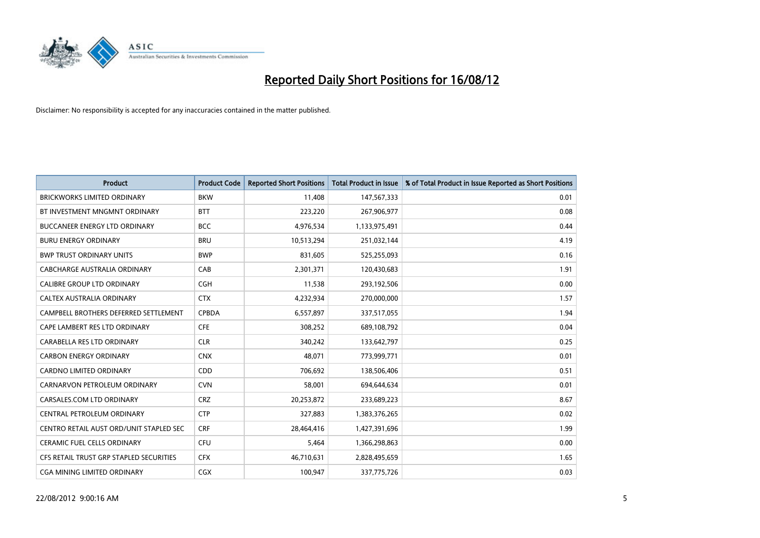# Reported Daily Short Positions for 16/08/12

Disclaimer: No responsibility is accepted for any inaccuracies contained in the matter published.

| Product | Product Code | Reported Short Positions | Total Product in Issue | % of Total Product in Issue Reported as Short Positions |
|---|---|---|---|---|
| BRICKWORKS LIMITED ORDINARY | BKW | 11,408 | 147,567,333 | 0.01 |
| BT INVESTMENT MNGMNT ORDINARY | BTT | 223,220 | 267,906,977 | 0.08 |
| BUCCANEER ENERGY LTD ORDINARY | BCC | 4,976,534 | 1,133,975,491 | 0.44 |
| BURU ENERGY ORDINARY | BRU | 10,513,294 | 251,032,144 | 4.19 |
| BWP TRUST ORDINARY UNITS | BWP | 831,605 | 525,255,093 | 0.16 |
| CABCHARGE AUSTRALIA ORDINARY | CAB | 2,301,371 | 120,430,683 | 1.91 |
| CALIBRE GROUP LTD ORDINARY | CGH | 11,538 | 293,192,506 | 0.00 |
| CALTEX AUSTRALIA ORDINARY | CTX | 4,232,934 | 270,000,000 | 1.57 |
| CAMPBELL BROTHERS DEFERRED SETTLEMENT | CPBDA | 6,557,897 | 337,517,055 | 1.94 |
| CAPE LAMBERT RES LTD ORDINARY | CFE | 308,252 | 689,108,792 | 0.04 |
| CARABELLA RES LTD ORDINARY | CLR | 340,242 | 133,642,797 | 0.25 |
| CARBON ENERGY ORDINARY | CNX | 48,071 | 773,999,771 | 0.01 |
| CARDNO LIMITED ORDINARY | CDD | 706,692 | 138,506,406 | 0.51 |
| CARNARVON PETROLEUM ORDINARY | CVN | 58,001 | 694,644,634 | 0.01 |
| CARSALES.COM LTD ORDINARY | CRZ | 20,253,872 | 233,689,223 | 8.67 |
| CENTRAL PETROLEUM ORDINARY | CTP | 327,883 | 1,383,376,265 | 0.02 |
| CENTRO RETAIL AUST ORD/UNIT STAPLED SEC | CRF | 28,464,416 | 1,427,391,696 | 1.99 |
| CERAMIC FUEL CELLS ORDINARY | CFU | 5,464 | 1,366,298,863 | 0.00 |
| CFS RETAIL TRUST GRP STAPLED SECURITIES | CFX | 46,710,631 | 2,828,495,659 | 1.65 |
| CGA MINING LIMITED ORDINARY | CGX | 100,947 | 337,775,726 | 0.03 |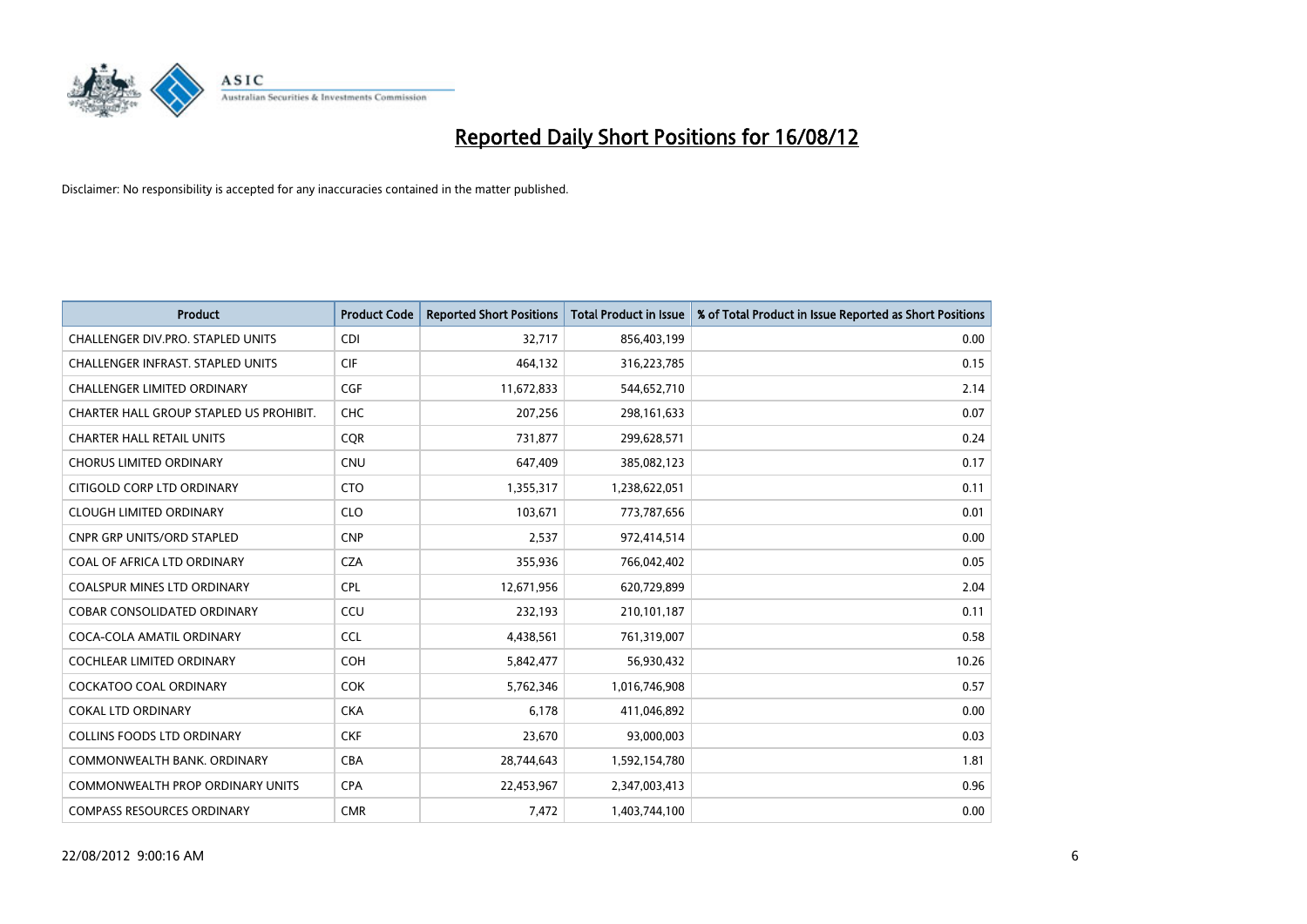# Reported Daily Short Positions for 16/08/12

Disclaimer: No responsibility is accepted for any inaccuracies contained in the matter published.

| Product | Product Code | Reported Short Positions | Total Product in Issue | % of Total Product in Issue Reported as Short Positions |
|---|---|---|---|---|
| CHALLENGER DIV.PRO. STAPLED UNITS | CDI | 32,717 | 856,403,199 | 0.00 |
| CHALLENGER INFRAST. STAPLED UNITS | CIF | 464,132 | 316,223,785 | 0.15 |
| CHALLENGER LIMITED ORDINARY | CGF | 11,672,833 | 544,652,710 | 2.14 |
| CHARTER HALL GROUP STAPLED US PROHIBIT. | CHC | 207,256 | 298,161,633 | 0.07 |
| CHARTER HALL RETAIL UNITS | CQR | 731,877 | 299,628,571 | 0.24 |
| CHORUS LIMITED ORDINARY | CNU | 647,409 | 385,082,123 | 0.17 |
| CITIGOLD CORP LTD ORDINARY | CTO | 1,355,317 | 1,238,622,051 | 0.11 |
| CLOUGH LIMITED ORDINARY | CLO | 103,671 | 773,787,656 | 0.01 |
| CNPR GRP UNITS/ORD STAPLED | CNP | 2,537 | 972,414,514 | 0.00 |
| COAL OF AFRICA LTD ORDINARY | CZA | 355,936 | 766,042,402 | 0.05 |
| COALSPUR MINES LTD ORDINARY | CPL | 12,671,956 | 620,729,899 | 2.04 |
| COBAR CONSOLIDATED ORDINARY | CCU | 232,193 | 210,101,187 | 0.11 |
| COCA-COLA AMATIL ORDINARY | CCL | 4,438,561 | 761,319,007 | 0.58 |
| COCHLEAR LIMITED ORDINARY | COH | 5,842,477 | 56,930,432 | 10.26 |
| COCKATOO COAL ORDINARY | COK | 5,762,346 | 1,016,746,908 | 0.57 |
| COKAL LTD ORDINARY | CKA | 6,178 | 411,046,892 | 0.00 |
| COLLINS FOODS LTD ORDINARY | CKF | 23,670 | 93,000,003 | 0.03 |
| COMMONWEALTH BANK. ORDINARY | CBA | 28,744,643 | 1,592,154,780 | 1.81 |
| COMMONWEALTH PROP ORDINARY UNITS | CPA | 22,453,967 | 2,347,003,413 | 0.96 |
| COMPASS RESOURCES ORDINARY | CMR | 7,472 | 1,403,744,100 | 0.00 |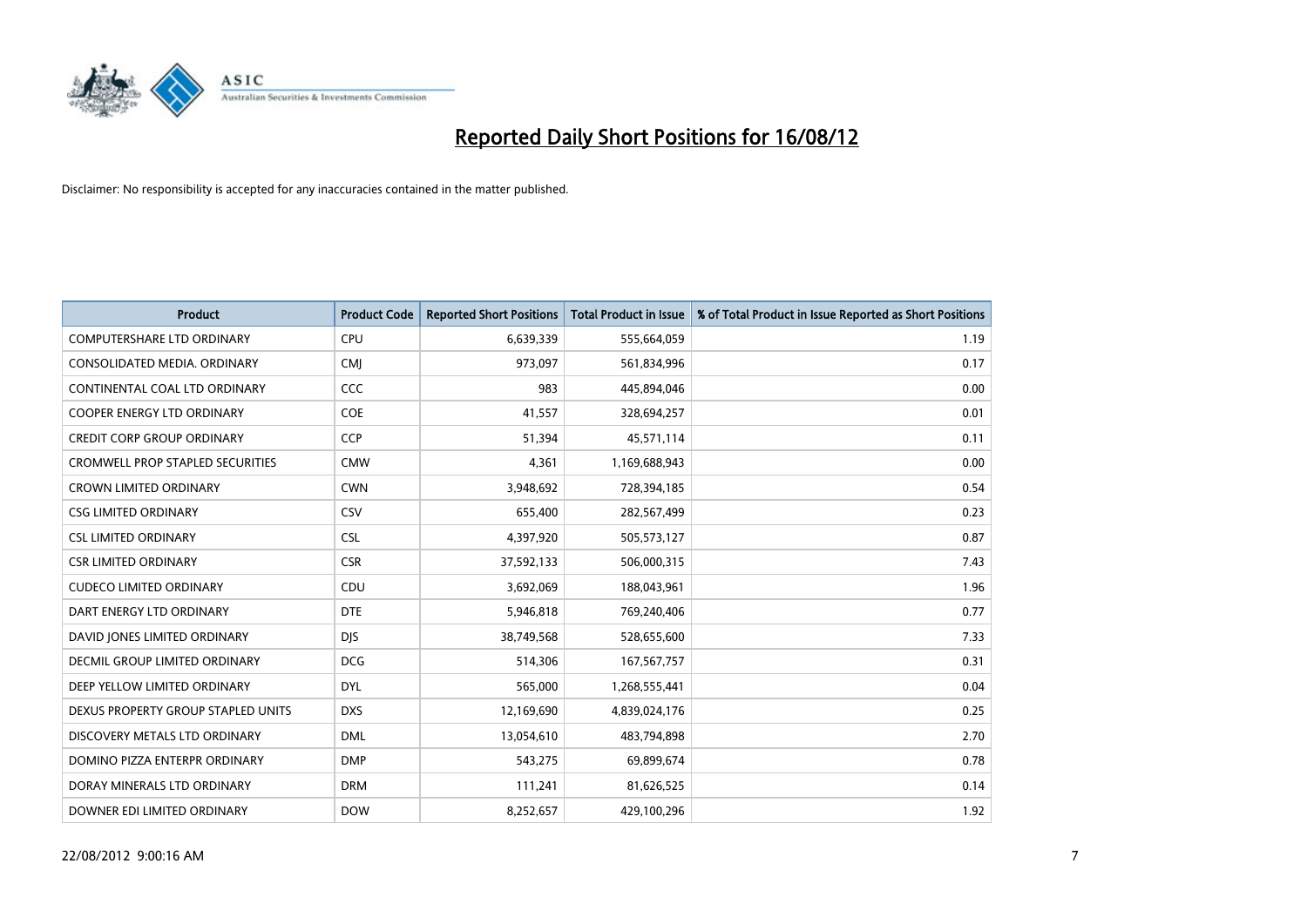# Reported Daily Short Positions for 16/08/12

Disclaimer: No responsibility is accepted for any inaccuracies contained in the matter published.

| Product | Product Code | Reported Short Positions | Total Product in Issue | % of Total Product in Issue Reported as Short Positions |
|---|---|---|---|---|
| COMPUTERSHARE LTD ORDINARY | CPU | 6,639,339 | 555,664,059 | 1.19 |
| CONSOLIDATED MEDIA. ORDINARY | CMJ | 973,097 | 561,834,996 | 0.17 |
| CONTINENTAL COAL LTD ORDINARY | CCC | 983 | 445,894,046 | 0.00 |
| COOPER ENERGY LTD ORDINARY | COE | 41,557 | 328,694,257 | 0.01 |
| CREDIT CORP GROUP ORDINARY | CCP | 51,394 | 45,571,114 | 0.11 |
| CROMWELL PROP STAPLED SECURITIES | CMW | 4,361 | 1,169,688,943 | 0.00 |
| CROWN LIMITED ORDINARY | CWN | 3,948,692 | 728,394,185 | 0.54 |
| CSG LIMITED ORDINARY | CSV | 655,400 | 282,567,499 | 0.23 |
| CSL LIMITED ORDINARY | CSL | 4,397,920 | 505,573,127 | 0.87 |
| CSR LIMITED ORDINARY | CSR | 37,592,133 | 506,000,315 | 7.43 |
| CUDECO LIMITED ORDINARY | CDU | 3,692,069 | 188,043,961 | 1.96 |
| DART ENERGY LTD ORDINARY | DTE | 5,946,818 | 769,240,406 | 0.77 |
| DAVID JONES LIMITED ORDINARY | DJS | 38,749,568 | 528,655,600 | 7.33 |
| DECMIL GROUP LIMITED ORDINARY | DCG | 514,306 | 167,567,757 | 0.31 |
| DEEP YELLOW LIMITED ORDINARY | DYL | 565,000 | 1,268,555,441 | 0.04 |
| DEXUS PROPERTY GROUP STAPLED UNITS | DXS | 12,169,690 | 4,839,024,176 | 0.25 |
| DISCOVERY METALS LTD ORDINARY | DML | 13,054,610 | 483,794,898 | 2.70 |
| DOMINO PIZZA ENTERPR ORDINARY | DMP | 543,275 | 69,899,674 | 0.78 |
| DORAY MINERALS LTD ORDINARY | DRM | 111,241 | 81,626,525 | 0.14 |
| DOWNER EDI LIMITED ORDINARY | DOW | 8,252,657 | 429,100,296 | 1.92 |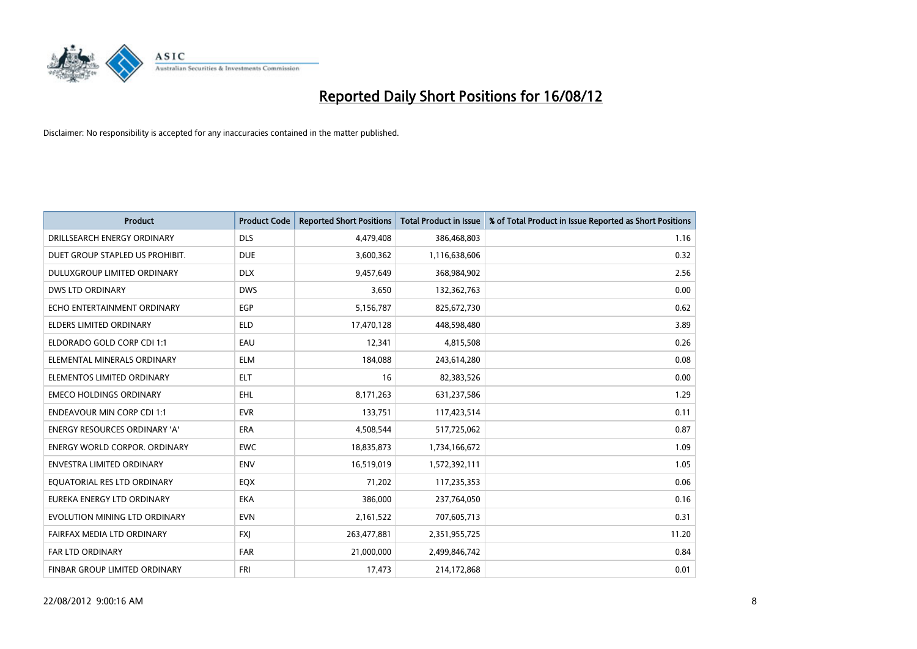# Reported Daily Short Positions for 16/08/12

Disclaimer: No responsibility is accepted for any inaccuracies contained in the matter published.

| Product | Product Code | Reported Short Positions | Total Product in Issue | % of Total Product in Issue Reported as Short Positions |
| --- | --- | --- | --- | --- |
| DRILLSEARCH ENERGY ORDINARY | DLS | 4,479,408 | 386,468,803 | 1.16 |
| DUET GROUP STAPLED US PROHIBIT. | DUE | 3,600,362 | 1,116,638,606 | 0.32 |
| DULUXGROUP LIMITED ORDINARY | DLX | 9,457,649 | 368,984,902 | 2.56 |
| DWS LTD ORDINARY | DWS | 3,650 | 132,362,763 | 0.00 |
| ECHO ENTERTAINMENT ORDINARY | EGP | 5,156,787 | 825,672,730 | 0.62 |
| ELDERS LIMITED ORDINARY | ELD | 17,470,128 | 448,598,480 | 3.89 |
| ELDORADO GOLD CORP CDI 1:1 | EAU | 12,341 | 4,815,508 | 0.26 |
| ELEMENTAL MINERALS ORDINARY | ELM | 184,088 | 243,614,280 | 0.08 |
| ELEMENTOS LIMITED ORDINARY | ELT | 16 | 82,383,526 | 0.00 |
| EMECO HOLDINGS ORDINARY | EHL | 8,171,263 | 631,237,586 | 1.29 |
| ENDEAVOUR MIN CORP CDI 1:1 | EVR | 133,751 | 117,423,514 | 0.11 |
| ENERGY RESOURCES ORDINARY 'A' | ERA | 4,508,544 | 517,725,062 | 0.87 |
| ENERGY WORLD CORPOR. ORDINARY | EWC | 18,835,873 | 1,734,166,672 | 1.09 |
| ENVESTRA LIMITED ORDINARY | ENV | 16,519,019 | 1,572,392,111 | 1.05 |
| EQUATORIAL RES LTD ORDINARY | EQX | 71,202 | 117,235,353 | 0.06 |
| EUREKA ENERGY LTD ORDINARY | EKA | 386,000 | 237,764,050 | 0.16 |
| EVOLUTION MINING LTD ORDINARY | EVN | 2,161,522 | 707,605,713 | 0.31 |
| FAIRFAX MEDIA LTD ORDINARY | FXJ | 263,477,881 | 2,351,955,725 | 11.20 |
| FAR LTD ORDINARY | FAR | 21,000,000 | 2,499,846,742 | 0.84 |
| FINBAR GROUP LIMITED ORDINARY | FRI | 17,473 | 214,172,868 | 0.01 |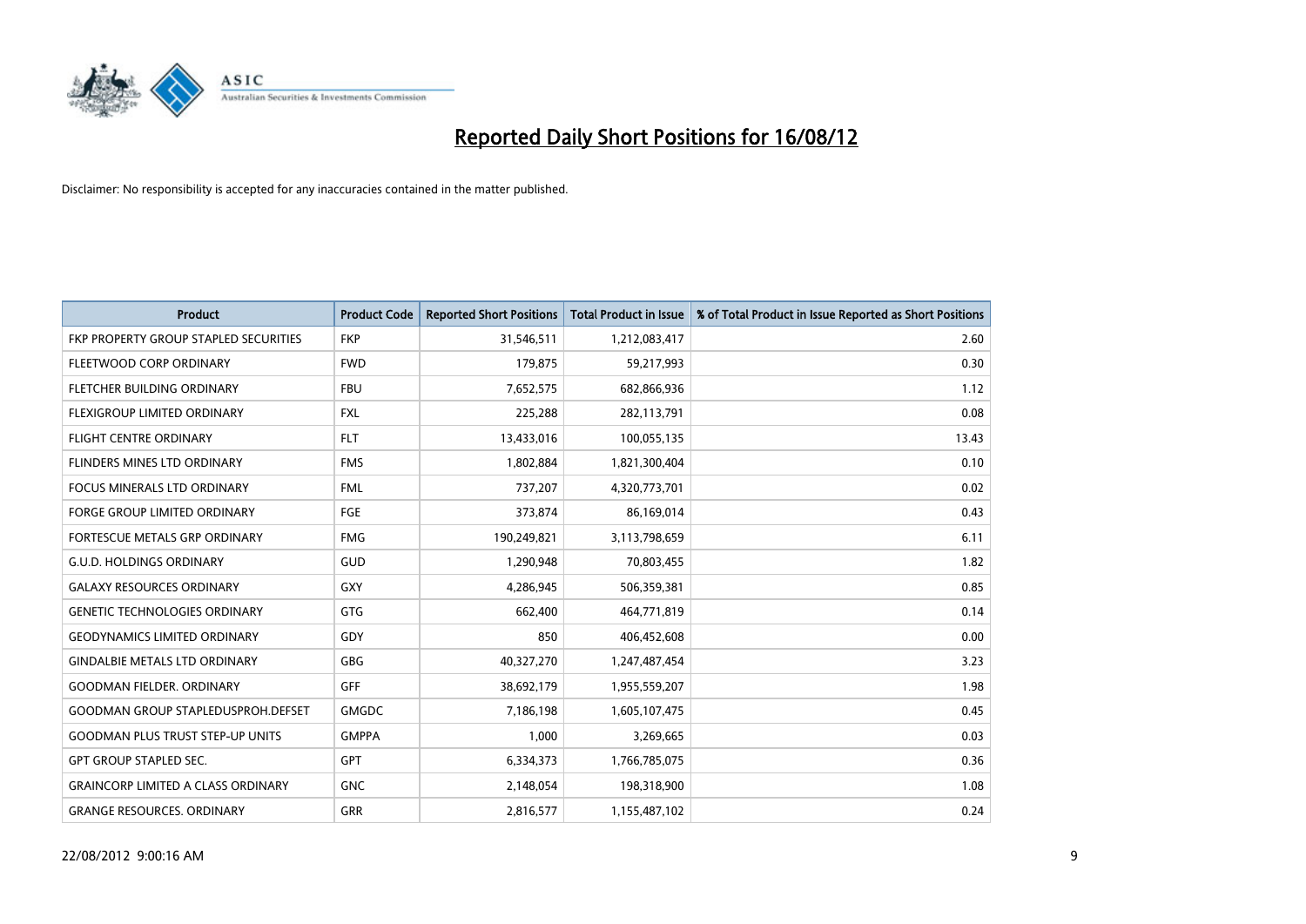# Reported Daily Short Positions for 16/08/12

Disclaimer: No responsibility is accepted for any inaccuracies contained in the matter published.

| Product | Product Code | Reported Short Positions | Total Product in Issue | % of Total Product in Issue Reported as Short Positions |
|---|---|---|---|---|
| FKP PROPERTY GROUP STAPLED SECURITIES | FKP | 31,546,511 | 1,212,083,417 | 2.60 |
| FLEETWOOD CORP ORDINARY | FWD | 179,875 | 59,217,993 | 0.30 |
| FLETCHER BUILDING ORDINARY | FBU | 7,652,575 | 682,866,936 | 1.12 |
| FLEXIGROUP LIMITED ORDINARY | FXL | 225,288 | 282,113,791 | 0.08 |
| FLIGHT CENTRE ORDINARY | FLT | 13,433,016 | 100,055,135 | 13.43 |
| FLINDERS MINES LTD ORDINARY | FMS | 1,802,884 | 1,821,300,404 | 0.10 |
| FOCUS MINERALS LTD ORDINARY | FML | 737,207 | 4,320,773,701 | 0.02 |
| FORGE GROUP LIMITED ORDINARY | FGE | 373,874 | 86,169,014 | 0.43 |
| FORTESCUE METALS GRP ORDINARY | FMG | 190,249,821 | 3,113,798,659 | 6.11 |
| G.U.D. HOLDINGS ORDINARY | GUD | 1,290,948 | 70,803,455 | 1.82 |
| GALAXY RESOURCES ORDINARY | GXY | 4,286,945 | 506,359,381 | 0.85 |
| GENETIC TECHNOLOGIES ORDINARY | GTG | 662,400 | 464,771,819 | 0.14 |
| GEODYNAMICS LIMITED ORDINARY | GDY | 850 | 406,452,608 | 0.00 |
| GINDALBIE METALS LTD ORDINARY | GBG | 40,327,270 | 1,247,487,454 | 3.23 |
| GOODMAN FIELDER. ORDINARY | GFF | 38,692,179 | 1,955,559,207 | 1.98 |
| GOODMAN GROUP STAPLEDUSPROH.DEFSET | GMGDC | 7,186,198 | 1,605,107,475 | 0.45 |
| GOODMAN PLUS TRUST STEP-UP UNITS | GMPPA | 1,000 | 3,269,665 | 0.03 |
| GPT GROUP STAPLED SEC. | GPT | 6,334,373 | 1,766,785,075 | 0.36 |
| GRAINCORP LIMITED A CLASS ORDINARY | GNC | 2,148,054 | 198,318,900 | 1.08 |
| GRANGE RESOURCES. ORDINARY | GRR | 2,816,577 | 1,155,487,102 | 0.24 |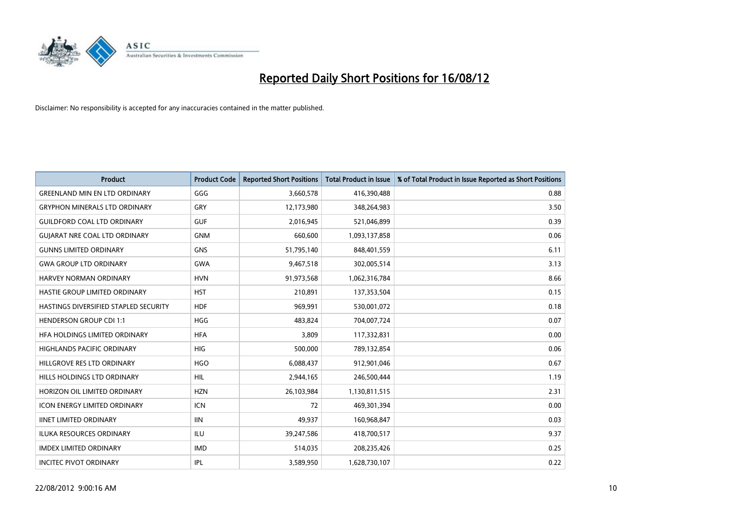# Reported Daily Short Positions for 16/08/12

Disclaimer: No responsibility is accepted for any inaccuracies contained in the matter published.

| Product | Product Code | Reported Short Positions | Total Product in Issue | % of Total Product in Issue Reported as Short Positions |
|---|---|---|---|---|
| GREENLAND MIN EN LTD ORDINARY | GGG | 3,660,578 | 416,390,488 | 0.88 |
| GRYPHON MINERALS LTD ORDINARY | GRY | 12,173,980 | 348,264,983 | 3.50 |
| GUILDFORD COAL LTD ORDINARY | GUF | 2,016,945 | 521,046,899 | 0.39 |
| GUJARAT NRE COAL LTD ORDINARY | GNM | 660,600 | 1,093,137,858 | 0.06 |
| GUNNS LIMITED ORDINARY | GNS | 51,795,140 | 848,401,559 | 6.11 |
| GWA GROUP LTD ORDINARY | GWA | 9,467,518 | 302,005,514 | 3.13 |
| HARVEY NORMAN ORDINARY | HVN | 91,973,568 | 1,062,316,784 | 8.66 |
| HASTIE GROUP LIMITED ORDINARY | HST | 210,891 | 137,353,504 | 0.15 |
| HASTINGS DIVERSIFIED STAPLED SECURITY | HDF | 969,991 | 530,001,072 | 0.18 |
| HENDERSON GROUP CDI 1:1 | HGG | 483,824 | 704,007,724 | 0.07 |
| HFA HOLDINGS LIMITED ORDINARY | HFA | 3,809 | 117,332,831 | 0.00 |
| HIGHLANDS PACIFIC ORDINARY | HIG | 500,000 | 789,132,854 | 0.06 |
| HILLGROVE RES LTD ORDINARY | HGO | 6,088,437 | 912,901,046 | 0.67 |
| HILLS HOLDINGS LTD ORDINARY | HIL | 2,944,165 | 246,500,444 | 1.19 |
| HORIZON OIL LIMITED ORDINARY | HZN | 26,103,984 | 1,130,811,515 | 2.31 |
| ICON ENERGY LIMITED ORDINARY | ICN | 72 | 469,301,394 | 0.00 |
| IINET LIMITED ORDINARY | IIN | 49,937 | 160,968,847 | 0.03 |
| ILUKA RESOURCES ORDINARY | ILU | 39,247,586 | 418,700,517 | 9.37 |
| IMDEX LIMITED ORDINARY | IMD | 514,035 | 208,235,426 | 0.25 |
| INCITEC PIVOT ORDINARY | IPL | 3,589,950 | 1,628,730,107 | 0.22 |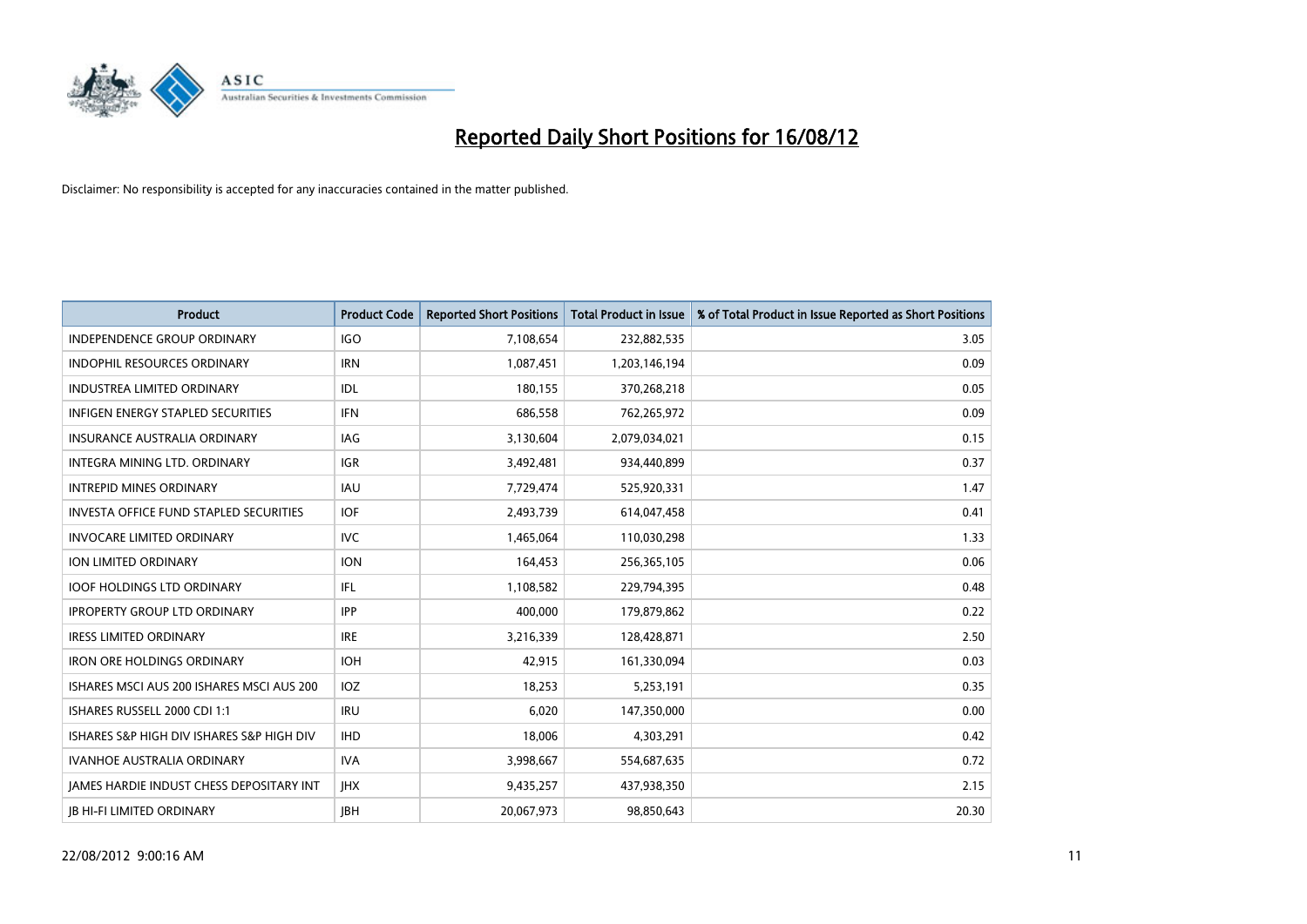# Reported Daily Short Positions for 16/08/12

Disclaimer: No responsibility is accepted for any inaccuracies contained in the matter published.

| Product | Product Code | Reported Short Positions | Total Product in Issue | % of Total Product in Issue Reported as Short Positions |
|---|---|---|---|---|
| INDEPENDENCE GROUP ORDINARY | IGO | 7,108,654 | 232,882,535 | 3.05 |
| INDOPHIL RESOURCES ORDINARY | IRN | 1,087,451 | 1,203,146,194 | 0.09 |
| INDUSTREA LIMITED ORDINARY | IDL | 180,155 | 370,268,218 | 0.05 |
| INFIGEN ENERGY STAPLED SECURITIES | IFN | 686,558 | 762,265,972 | 0.09 |
| INSURANCE AUSTRALIA ORDINARY | IAG | 3,130,604 | 2,079,034,021 | 0.15 |
| INTEGRA MINING LTD. ORDINARY | IGR | 3,492,481 | 934,440,899 | 0.37 |
| INTREPID MINES ORDINARY | IAU | 7,729,474 | 525,920,331 | 1.47 |
| INVESTA OFFICE FUND STAPLED SECURITIES | IOF | 2,493,739 | 614,047,458 | 0.41 |
| INVOCARE LIMITED ORDINARY | IVC | 1,465,064 | 110,030,298 | 1.33 |
| ION LIMITED ORDINARY | ION | 164,453 | 256,365,105 | 0.06 |
| IOOF HOLDINGS LTD ORDINARY | IFL | 1,108,582 | 229,794,395 | 0.48 |
| IPROPERTY GROUP LTD ORDINARY | IPP | 400,000 | 179,879,862 | 0.22 |
| IRESS LIMITED ORDINARY | IRE | 3,216,339 | 128,428,871 | 2.50 |
| IRON ORE HOLDINGS ORDINARY | IOH | 42,915 | 161,330,094 | 0.03 |
| ISHARES MSCI AUS 200 ISHARES MSCI AUS 200 | IOZ | 18,253 | 5,253,191 | 0.35 |
| ISHARES RUSSELL 2000 CDI 1:1 | IRU | 6,020 | 147,350,000 | 0.00 |
| ISHARES S&P HIGH DIV ISHARES S&P HIGH DIV | IHD | 18,006 | 4,303,291 | 0.42 |
| IVANHOE AUSTRALIA ORDINARY | IVA | 3,998,667 | 554,687,635 | 0.72 |
| JAMES HARDIE INDUST CHESS DEPOSITARY INT | JHX | 9,435,257 | 437,938,350 | 2.15 |
| JB HI-FI LIMITED ORDINARY | JBH | 20,067,973 | 98,850,643 | 20.30 |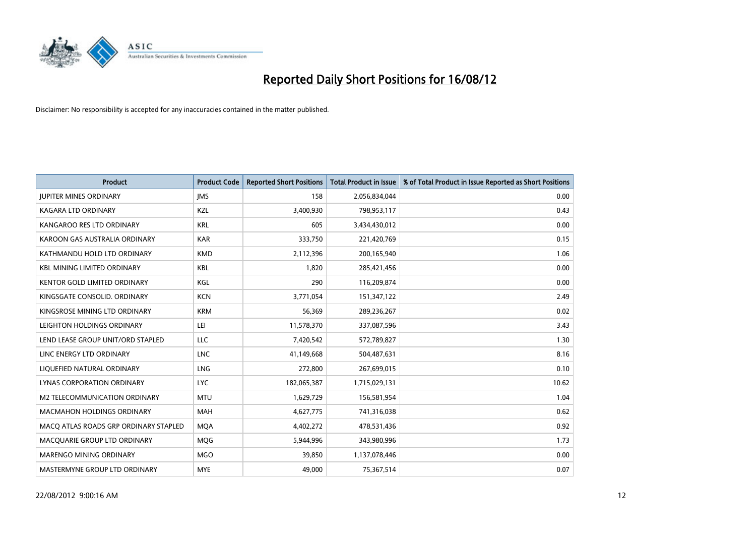# Reported Daily Short Positions for 16/08/12

Disclaimer: No responsibility is accepted for any inaccuracies contained in the matter published.

| Product | Product Code | Reported Short Positions | Total Product in Issue | % of Total Product in Issue Reported as Short Positions |
|---|---|---|---|---|
| JUPITER MINES ORDINARY | JMS | 158 | 2,056,834,044 | 0.00 |
| KAGARA LTD ORDINARY | KZL | 3,400,930 | 798,953,117 | 0.43 |
| KANGAROO RES LTD ORDINARY | KRL | 605 | 3,434,430,012 | 0.00 |
| KAROON GAS AUSTRALIA ORDINARY | KAR | 333,750 | 221,420,769 | 0.15 |
| KATHMANDU HOLD LTD ORDINARY | KMD | 2,112,396 | 200,165,940 | 1.06 |
| KBL MINING LIMITED ORDINARY | KBL | 1,820 | 285,421,456 | 0.00 |
| KENTOR GOLD LIMITED ORDINARY | KGL | 290 | 116,209,874 | 0.00 |
| KINGSGATE CONSOLID. ORDINARY | KCN | 3,771,054 | 151,347,122 | 2.49 |
| KINGSROSE MINING LTD ORDINARY | KRM | 56,369 | 289,236,267 | 0.02 |
| LEIGHTON HOLDINGS ORDINARY | LEI | 11,578,370 | 337,087,596 | 3.43 |
| LEND LEASE GROUP UNIT/ORD STAPLED | LLC | 7,420,542 | 572,789,827 | 1.30 |
| LINC ENERGY LTD ORDINARY | LNC | 41,149,668 | 504,487,631 | 8.16 |
| LIQUEFIED NATURAL ORDINARY | LNG | 272,800 | 267,699,015 | 0.10 |
| LYNAS CORPORATION ORDINARY | LYC | 182,065,387 | 1,715,029,131 | 10.62 |
| M2 TELECOMMUNICATION ORDINARY | MTU | 1,629,729 | 156,581,954 | 1.04 |
| MACMAHON HOLDINGS ORDINARY | MAH | 4,627,775 | 741,316,038 | 0.62 |
| MACQ ATLAS ROADS GRP ORDINARY STAPLED | MQA | 4,402,272 | 478,531,436 | 0.92 |
| MACQUARIE GROUP LTD ORDINARY | MQG | 5,944,996 | 343,980,996 | 1.73 |
| MARENGO MINING ORDINARY | MGO | 39,850 | 1,137,078,446 | 0.00 |
| MASTERMYNE GROUP LTD ORDINARY | MYE | 49,000 | 75,367,514 | 0.07 |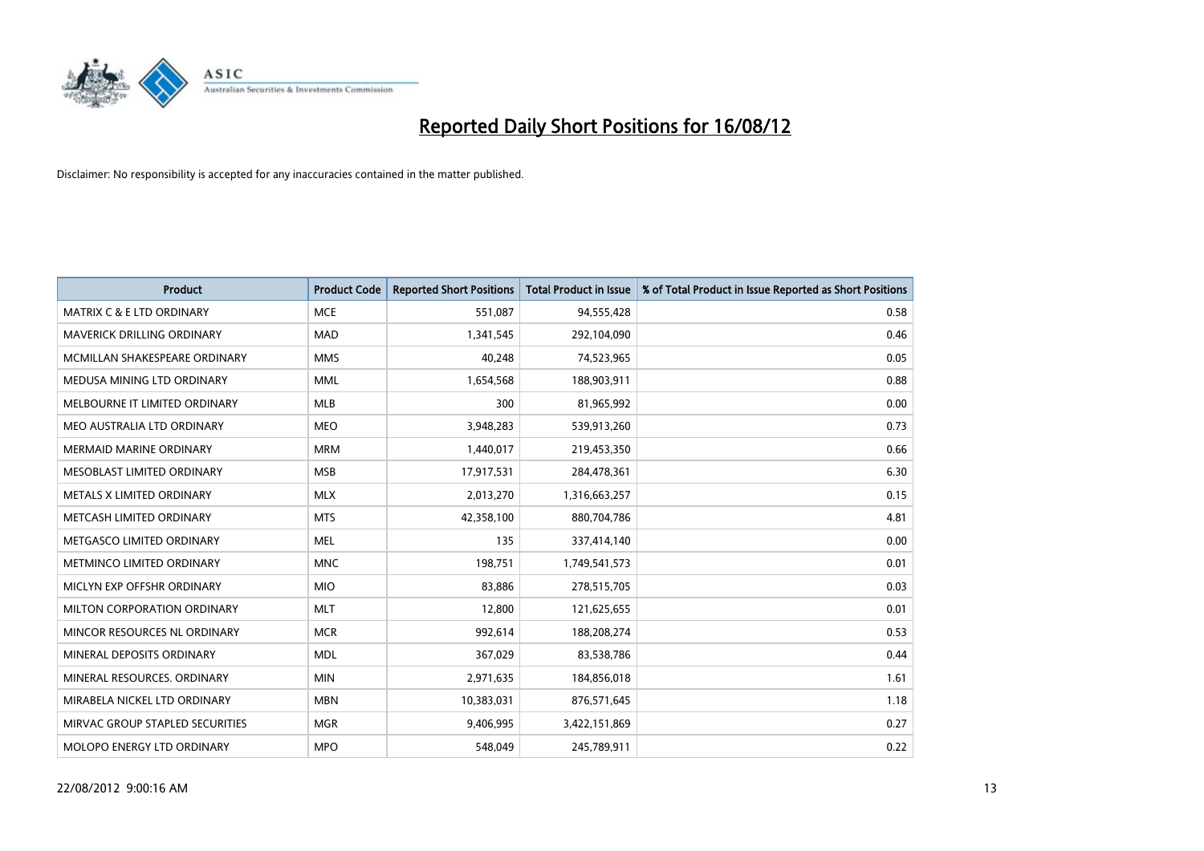# Reported Daily Short Positions for 16/08/12

Disclaimer: No responsibility is accepted for any inaccuracies contained in the matter published.

| Product | Product Code | Reported Short Positions | Total Product in Issue | % of Total Product in Issue Reported as Short Positions |
|---|---|---|---|---|
| MATRIX C & E LTD ORDINARY | MCE | 551,087 | 94,555,428 | 0.58 |
| MAVERICK DRILLING ORDINARY | MAD | 1,341,545 | 292,104,090 | 0.46 |
| MCMILLAN SHAKESPEARE ORDINARY | MMS | 40,248 | 74,523,965 | 0.05 |
| MEDUSA MINING LTD ORDINARY | MML | 1,654,568 | 188,903,911 | 0.88 |
| MELBOURNE IT LIMITED ORDINARY | MLB | 300 | 81,965,992 | 0.00 |
| MEO AUSTRALIA LTD ORDINARY | MEO | 3,948,283 | 539,913,260 | 0.73 |
| MERMAID MARINE ORDINARY | MRM | 1,440,017 | 219,453,350 | 0.66 |
| MESOBLAST LIMITED ORDINARY | MSB | 17,917,531 | 284,478,361 | 6.30 |
| METALS X LIMITED ORDINARY | MLX | 2,013,270 | 1,316,663,257 | 0.15 |
| METCASH LIMITED ORDINARY | MTS | 42,358,100 | 880,704,786 | 4.81 |
| METGASCO LIMITED ORDINARY | MEL | 135 | 337,414,140 | 0.00 |
| METMINCO LIMITED ORDINARY | MNC | 198,751 | 1,749,541,573 | 0.01 |
| MICLYN EXP OFFSHR ORDINARY | MIO | 83,886 | 278,515,705 | 0.03 |
| MILTON CORPORATION ORDINARY | MLT | 12,800 | 121,625,655 | 0.01 |
| MINCOR RESOURCES NL ORDINARY | MCR | 992,614 | 188,208,274 | 0.53 |
| MINERAL DEPOSITS ORDINARY | MDL | 367,029 | 83,538,786 | 0.44 |
| MINERAL RESOURCES. ORDINARY | MIN | 2,971,635 | 184,856,018 | 1.61 |
| MIRABELA NICKEL LTD ORDINARY | MBN | 10,383,031 | 876,571,645 | 1.18 |
| MIRVAC GROUP STAPLED SECURITIES | MGR | 9,406,995 | 3,422,151,869 | 0.27 |
| MOLOPO ENERGY LTD ORDINARY | MPO | 548,049 | 245,789,911 | 0.22 |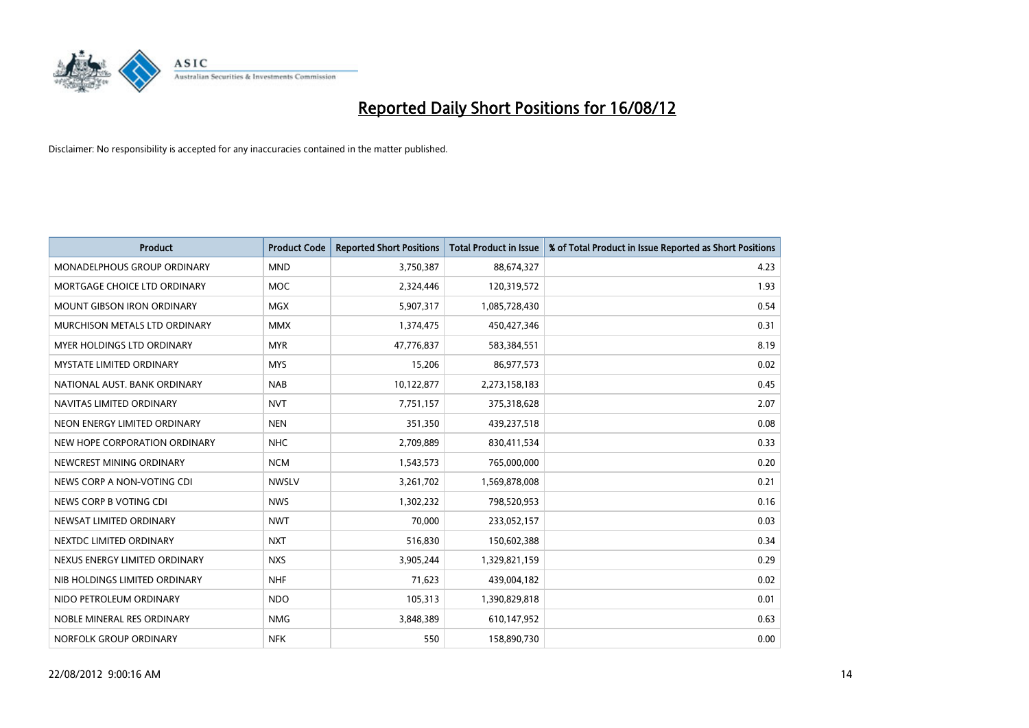# Reported Daily Short Positions for 16/08/12

Disclaimer: No responsibility is accepted for any inaccuracies contained in the matter published.

| Product | Product Code | Reported Short Positions | Total Product in Issue | % of Total Product in Issue Reported as Short Positions |
|---|---|---|---|---|
| MONADELPHOUS GROUP ORDINARY | MND | 3,750,387 | 88,674,327 | 4.23 |
| MORTGAGE CHOICE LTD ORDINARY | MOC | 2,324,446 | 120,319,572 | 1.93 |
| MOUNT GIBSON IRON ORDINARY | MGX | 5,907,317 | 1,085,728,430 | 0.54 |
| MURCHISON METALS LTD ORDINARY | MMX | 1,374,475 | 450,427,346 | 0.31 |
| MYER HOLDINGS LTD ORDINARY | MYR | 47,776,837 | 583,384,551 | 8.19 |
| MYSTATE LIMITED ORDINARY | MYS | 15,206 | 86,977,573 | 0.02 |
| NATIONAL AUST. BANK ORDINARY | NAB | 10,122,877 | 2,273,158,183 | 0.45 |
| NAVITAS LIMITED ORDINARY | NVT | 7,751,157 | 375,318,628 | 2.07 |
| NEON ENERGY LIMITED ORDINARY | NEN | 351,350 | 439,237,518 | 0.08 |
| NEW HOPE CORPORATION ORDINARY | NHC | 2,709,889 | 830,411,534 | 0.33 |
| NEWCREST MINING ORDINARY | NCM | 1,543,573 | 765,000,000 | 0.20 |
| NEWS CORP A NON-VOTING CDI | NWSLV | 3,261,702 | 1,569,878,008 | 0.21 |
| NEWS CORP B VOTING CDI | NWS | 1,302,232 | 798,520,953 | 0.16 |
| NEWSAT LIMITED ORDINARY | NWT | 70,000 | 233,052,157 | 0.03 |
| NEXTDC LIMITED ORDINARY | NXT | 516,830 | 150,602,388 | 0.34 |
| NEXUS ENERGY LIMITED ORDINARY | NXS | 3,905,244 | 1,329,821,159 | 0.29 |
| NIB HOLDINGS LIMITED ORDINARY | NHF | 71,623 | 439,004,182 | 0.02 |
| NIDO PETROLEUM ORDINARY | NDO | 105,313 | 1,390,829,818 | 0.01 |
| NOBLE MINERAL RES ORDINARY | NMG | 3,848,389 | 610,147,952 | 0.63 |
| NORFOLK GROUP ORDINARY | NFK | 550 | 158,890,730 | 0.00 |

22/08/2012 9:00:16 AM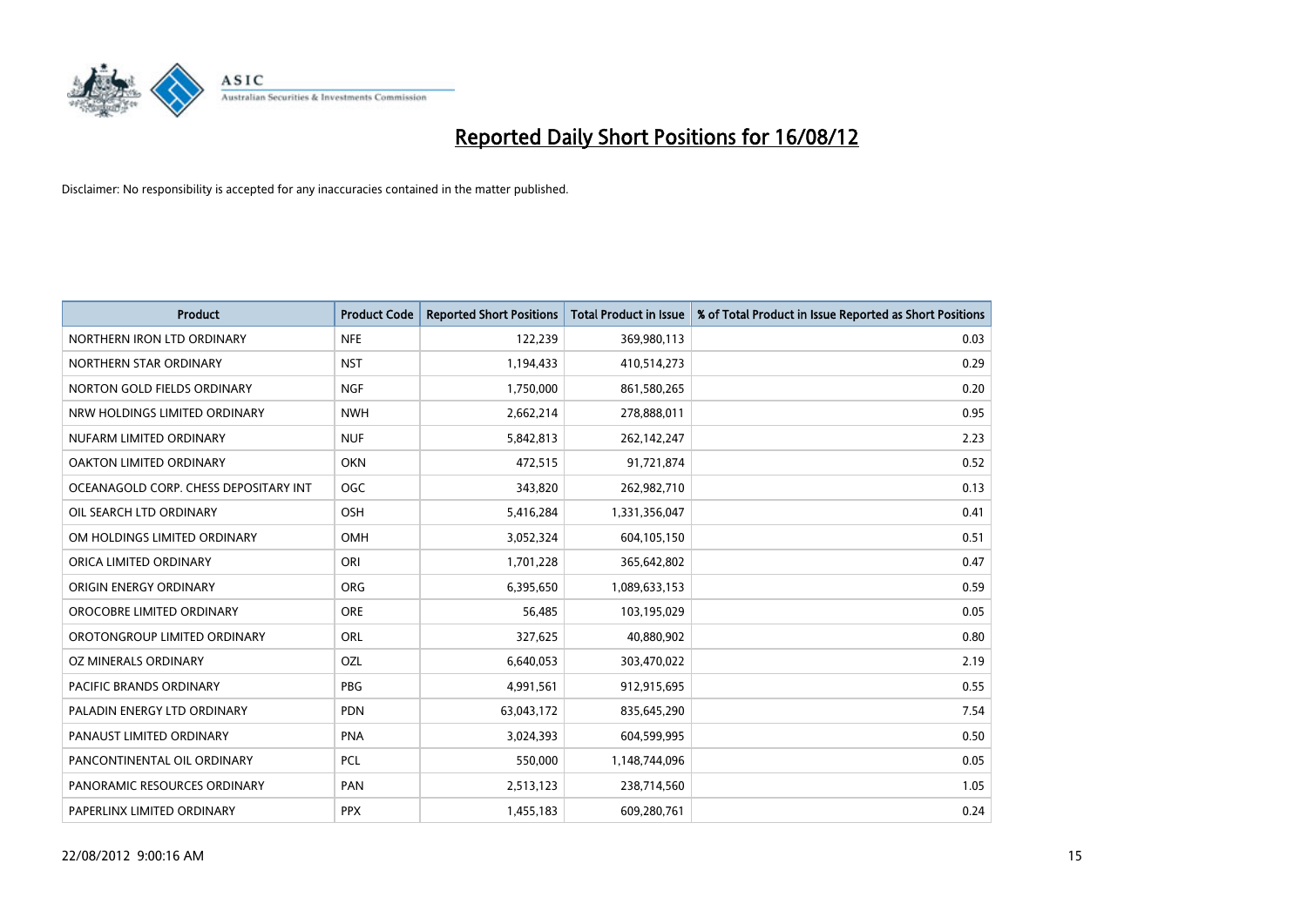# Reported Daily Short Positions for 16/08/12

Disclaimer: No responsibility is accepted for any inaccuracies contained in the matter published.

| Product | Product Code | Reported Short Positions | Total Product in Issue | % of Total Product in Issue Reported as Short Positions |
|---|---|---|---|---|
| NORTHERN IRON LTD ORDINARY | NFE | 122,239 | 369,980,113 | 0.03 |
| NORTHERN STAR ORDINARY | NST | 1,194,433 | 410,514,273 | 0.29 |
| NORTON GOLD FIELDS ORDINARY | NGF | 1,750,000 | 861,580,265 | 0.20 |
| NRW HOLDINGS LIMITED ORDINARY | NWH | 2,662,214 | 278,888,011 | 0.95 |
| NUFARM LIMITED ORDINARY | NUF | 5,842,813 | 262,142,247 | 2.23 |
| OAKTON LIMITED ORDINARY | OKN | 472,515 | 91,721,874 | 0.52 |
| OCEANAGOLD CORP. CHESS DEPOSITARY INT | OGC | 343,820 | 262,982,710 | 0.13 |
| OIL SEARCH LTD ORDINARY | OSH | 5,416,284 | 1,331,356,047 | 0.41 |
| OM HOLDINGS LIMITED ORDINARY | OMH | 3,052,324 | 604,105,150 | 0.51 |
| ORICA LIMITED ORDINARY | ORI | 1,701,228 | 365,642,802 | 0.47 |
| ORIGIN ENERGY ORDINARY | ORG | 6,395,650 | 1,089,633,153 | 0.59 |
| OROCOBRE LIMITED ORDINARY | ORE | 56,485 | 103,195,029 | 0.05 |
| OROTONGROUP LIMITED ORDINARY | ORL | 327,625 | 40,880,902 | 0.80 |
| OZ MINERALS ORDINARY | OZL | 6,640,053 | 303,470,022 | 2.19 |
| PACIFIC BRANDS ORDINARY | PBG | 4,991,561 | 912,915,695 | 0.55 |
| PALADIN ENERGY LTD ORDINARY | PDN | 63,043,172 | 835,645,290 | 7.54 |
| PANAUST LIMITED ORDINARY | PNA | 3,024,393 | 604,599,995 | 0.50 |
| PANCONTINENTAL OIL ORDINARY | PCL | 550,000 | 1,148,744,096 | 0.05 |
| PANORAMIC RESOURCES ORDINARY | PAN | 2,513,123 | 238,714,560 | 1.05 |
| PAPERLINX LIMITED ORDINARY | PPX | 1,455,183 | 609,280,761 | 0.24 |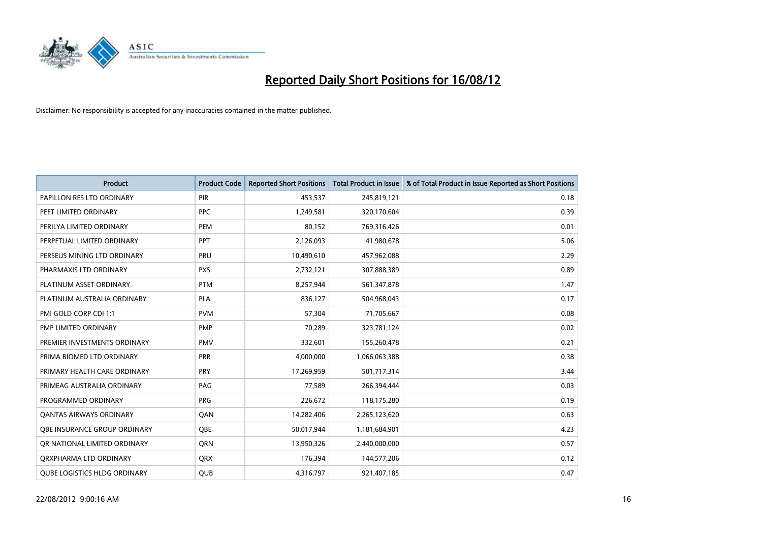# Reported Daily Short Positions for 16/08/12

Disclaimer: No responsibility is accepted for any inaccuracies contained in the matter published.

| Product | Product Code | Reported Short Positions | Total Product in Issue | % of Total Product in Issue Reported as Short Positions |
|---|---|---|---|---|
| PAPILLON RES LTD ORDINARY | PIR | 453,537 | 245,819,121 | 0.18 |
| PEET LIMITED ORDINARY | PPC | 1,249,581 | 320,170,604 | 0.39 |
| PERILYA LIMITED ORDINARY | PEM | 80,152 | 769,316,426 | 0.01 |
| PERPETUAL LIMITED ORDINARY | PPT | 2,126,093 | 41,980,678 | 5.06 |
| PERSEUS MINING LTD ORDINARY | PRU | 10,490,610 | 457,962,088 | 2.29 |
| PHARMAXIS LTD ORDINARY | PXS | 2,732,121 | 307,888,389 | 0.89 |
| PLATINUM ASSET ORDINARY | PTM | 8,257,944 | 561,347,878 | 1.47 |
| PLATINUM AUSTRALIA ORDINARY | PLA | 836,127 | 504,968,043 | 0.17 |
| PMI GOLD CORP CDI 1:1 | PVM | 57,304 | 71,705,667 | 0.08 |
| PMP LIMITED ORDINARY | PMP | 70,289 | 323,781,124 | 0.02 |
| PREMIER INVESTMENTS ORDINARY | PMV | 332,601 | 155,260,478 | 0.21 |
| PRIMA BIOMED LTD ORDINARY | PRR | 4,000,000 | 1,066,063,388 | 0.38 |
| PRIMARY HEALTH CARE ORDINARY | PRY | 17,269,959 | 501,717,314 | 3.44 |
| PRIMEAG AUSTRALIA ORDINARY | PAG | 77,589 | 266,394,444 | 0.03 |
| PROGRAMMED ORDINARY | PRG | 226,672 | 118,175,280 | 0.19 |
| QANTAS AIRWAYS ORDINARY | QAN | 14,282,406 | 2,265,123,620 | 0.63 |
| QBE INSURANCE GROUP ORDINARY | QBE | 50,017,944 | 1,181,684,901 | 4.23 |
| QR NATIONAL LIMITED ORDINARY | QRN | 13,950,326 | 2,440,000,000 | 0.57 |
| QRXPHARMA LTD ORDINARY | QRX | 176,394 | 144,577,206 | 0.12 |
| QUBE LOGISTICS HLDG ORDINARY | QUB | 4,316,797 | 921,407,185 | 0.47 |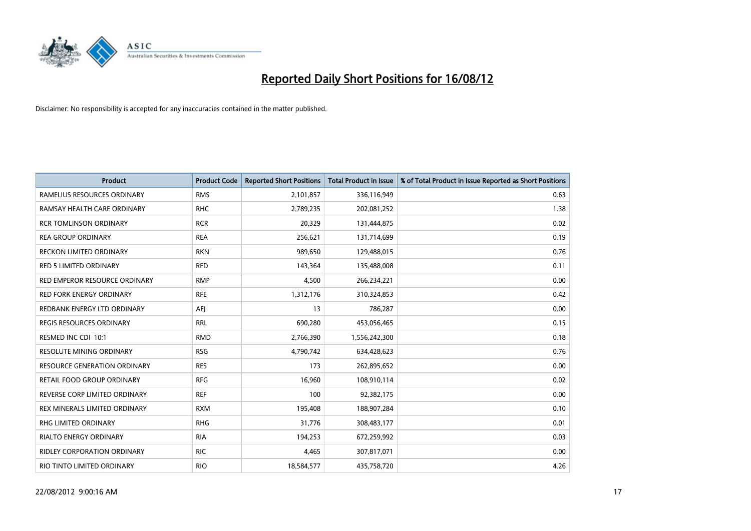# Reported Daily Short Positions for 16/08/12

Disclaimer: No responsibility is accepted for any inaccuracies contained in the matter published.

| Product | Product Code | Reported Short Positions | Total Product in Issue | % of Total Product in Issue Reported as Short Positions |
|---|---|---|---|---|
| RAMELIUS RESOURCES ORDINARY | RMS | 2,101,857 | 336,116,949 | 0.63 |
| RAMSAY HEALTH CARE ORDINARY | RHC | 2,789,235 | 202,081,252 | 1.38 |
| RCR TOMLINSON ORDINARY | RCR | 20,329 | 131,444,875 | 0.02 |
| REA GROUP ORDINARY | REA | 256,621 | 131,714,699 | 0.19 |
| RECKON LIMITED ORDINARY | RKN | 989,650 | 129,488,015 | 0.76 |
| RED 5 LIMITED ORDINARY | RED | 143,364 | 135,488,008 | 0.11 |
| RED EMPEROR RESOURCE ORDINARY | RMP | 4,500 | 266,234,221 | 0.00 |
| RED FORK ENERGY ORDINARY | RFE | 1,312,176 | 310,324,853 | 0.42 |
| REDBANK ENERGY LTD ORDINARY | AEJ | 13 | 786,287 | 0.00 |
| REGIS RESOURCES ORDINARY | RRL | 690,280 | 453,056,465 | 0.15 |
| RESMED INC CDI 10:1 | RMD | 2,766,390 | 1,556,242,300 | 0.18 |
| RESOLUTE MINING ORDINARY | RSG | 4,790,742 | 634,428,623 | 0.76 |
| RESOURCE GENERATION ORDINARY | RES | 173 | 262,895,652 | 0.00 |
| RETAIL FOOD GROUP ORDINARY | RFG | 16,960 | 108,910,114 | 0.02 |
| REVERSE CORP LIMITED ORDINARY | REF | 100 | 92,382,175 | 0.00 |
| REX MINERALS LIMITED ORDINARY | RXM | 195,408 | 188,907,284 | 0.10 |
| RHG LIMITED ORDINARY | RHG | 31,776 | 308,483,177 | 0.01 |
| RIALTO ENERGY ORDINARY | RIA | 194,253 | 672,259,992 | 0.03 |
| RIDLEY CORPORATION ORDINARY | RIC | 4,465 | 307,817,071 | 0.00 |
| RIO TINTO LIMITED ORDINARY | RIO | 18,584,577 | 435,758,720 | 4.26 |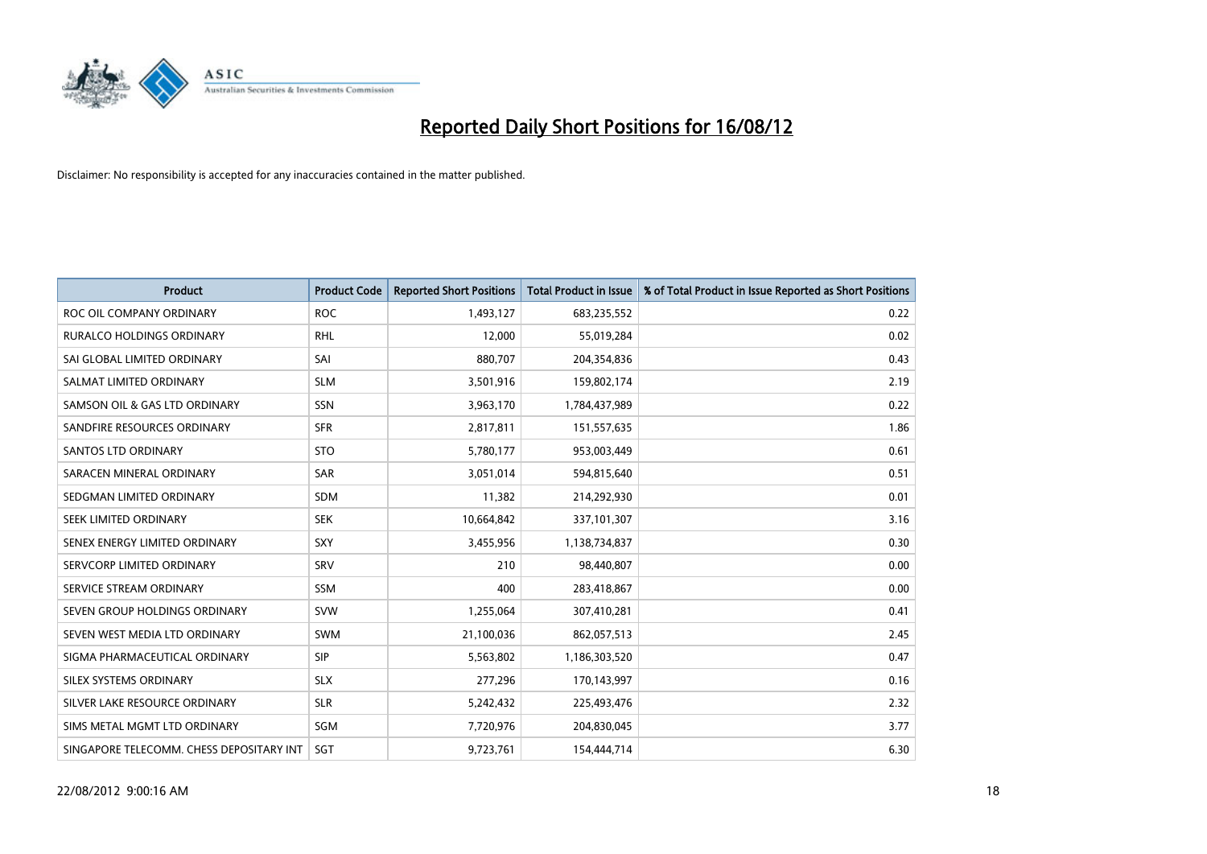# Reported Daily Short Positions for 16/08/12

Disclaimer: No responsibility is accepted for any inaccuracies contained in the matter published.

| Product | Product Code | Reported Short Positions | Total Product in Issue | % of Total Product in Issue Reported as Short Positions |
|---|---|---|---|---|
| ROC OIL COMPANY ORDINARY | ROC | 1,493,127 | 683,235,552 | 0.22 |
| RURALCO HOLDINGS ORDINARY | RHL | 12,000 | 55,019,284 | 0.02 |
| SAI GLOBAL LIMITED ORDINARY | SAI | 880,707 | 204,354,836 | 0.43 |
| SALMAT LIMITED ORDINARY | SLM | 3,501,916 | 159,802,174 | 2.19 |
| SAMSON OIL & GAS LTD ORDINARY | SSN | 3,963,170 | 1,784,437,989 | 0.22 |
| SANDFIRE RESOURCES ORDINARY | SFR | 2,817,811 | 151,557,635 | 1.86 |
| SANTOS LTD ORDINARY | STO | 5,780,177 | 953,003,449 | 0.61 |
| SARACEN MINERAL ORDINARY | SAR | 3,051,014 | 594,815,640 | 0.51 |
| SEDGMAN LIMITED ORDINARY | SDM | 11,382 | 214,292,930 | 0.01 |
| SEEK LIMITED ORDINARY | SEK | 10,664,842 | 337,101,307 | 3.16 |
| SENEX ENERGY LIMITED ORDINARY | SXY | 3,455,956 | 1,138,734,837 | 0.30 |
| SERVCORP LIMITED ORDINARY | SRV | 210 | 98,440,807 | 0.00 |
| SERVICE STREAM ORDINARY | SSM | 400 | 283,418,867 | 0.00 |
| SEVEN GROUP HOLDINGS ORDINARY | SVW | 1,255,064 | 307,410,281 | 0.41 |
| SEVEN WEST MEDIA LTD ORDINARY | SWM | 21,100,036 | 862,057,513 | 2.45 |
| SIGMA PHARMACEUTICAL ORDINARY | SIP | 5,563,802 | 1,186,303,520 | 0.47 |
| SILEX SYSTEMS ORDINARY | SLX | 277,296 | 170,143,997 | 0.16 |
| SILVER LAKE RESOURCE ORDINARY | SLR | 5,242,432 | 225,493,476 | 2.32 |
| SIMS METAL MGMT LTD ORDINARY | SGM | 7,720,976 | 204,830,045 | 3.77 |
| SINGAPORE TELECOMM. CHESS DEPOSITARY INT | SGT | 9,723,761 | 154,444,714 | 6.30 |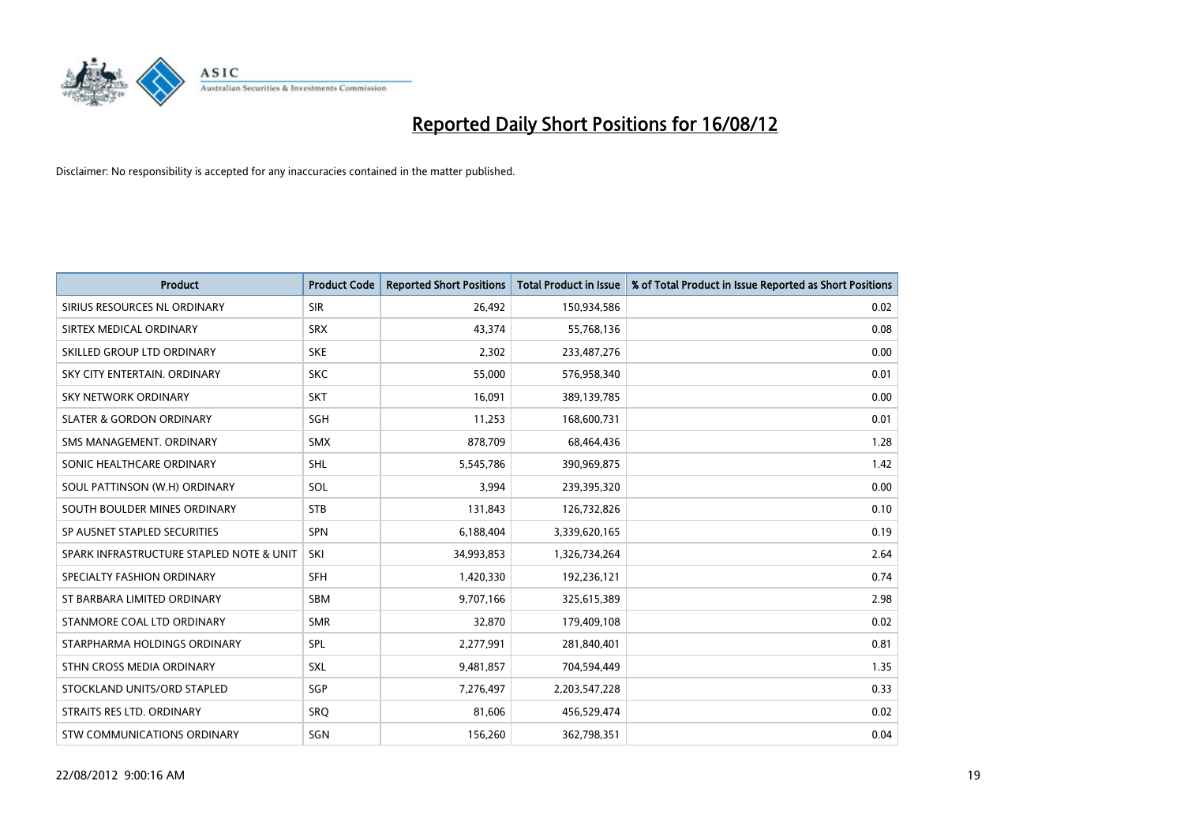# Reported Daily Short Positions for 16/08/12

Disclaimer: No responsibility is accepted for any inaccuracies contained in the matter published.

| Product | Product Code | Reported Short Positions | Total Product in Issue | % of Total Product in Issue Reported as Short Positions |
|---|---|---|---|---|
| SIRIUS RESOURCES NL ORDINARY | SIR | 26,492 | 150,934,586 | 0.02 |
| SIRTEX MEDICAL ORDINARY | SRX | 43,374 | 55,768,136 | 0.08 |
| SKILLED GROUP LTD ORDINARY | SKE | 2,302 | 233,487,276 | 0.00 |
| SKY CITY ENTERTAIN. ORDINARY | SKC | 55,000 | 576,958,340 | 0.01 |
| SKY NETWORK ORDINARY | SKT | 16,091 | 389,139,785 | 0.00 |
| SLATER & GORDON ORDINARY | SGH | 11,253 | 168,600,731 | 0.01 |
| SMS MANAGEMENT. ORDINARY | SMX | 878,709 | 68,464,436 | 1.28 |
| SONIC HEALTHCARE ORDINARY | SHL | 5,545,786 | 390,969,875 | 1.42 |
| SOUL PATTINSON (W.H) ORDINARY | SOL | 3,994 | 239,395,320 | 0.00 |
| SOUTH BOULDER MINES ORDINARY | STB | 131,843 | 126,732,826 | 0.10 |
| SP AUSNET STAPLED SECURITIES | SPN | 6,188,404 | 3,339,620,165 | 0.19 |
| SPARK INFRASTRUCTURE STAPLED NOTE & UNIT | SKI | 34,993,853 | 1,326,734,264 | 2.64 |
| SPECIALTY FASHION ORDINARY | SFH | 1,420,330 | 192,236,121 | 0.74 |
| ST BARBARA LIMITED ORDINARY | SBM | 9,707,166 | 325,615,389 | 2.98 |
| STANMORE COAL LTD ORDINARY | SMR | 32,870 | 179,409,108 | 0.02 |
| STARPHARMA HOLDINGS ORDINARY | SPL | 2,277,991 | 281,840,401 | 0.81 |
| STHN CROSS MEDIA ORDINARY | SXL | 9,481,857 | 704,594,449 | 1.35 |
| STOCKLAND UNITS/ORD STAPLED | SGP | 7,276,497 | 2,203,547,228 | 0.33 |
| STRAITS RES LTD. ORDINARY | SRQ | 81,606 | 456,529,474 | 0.02 |
| STW COMMUNICATIONS ORDINARY | SGN | 156,260 | 362,798,351 | 0.04 |

22/08/2012 9:00:16 AM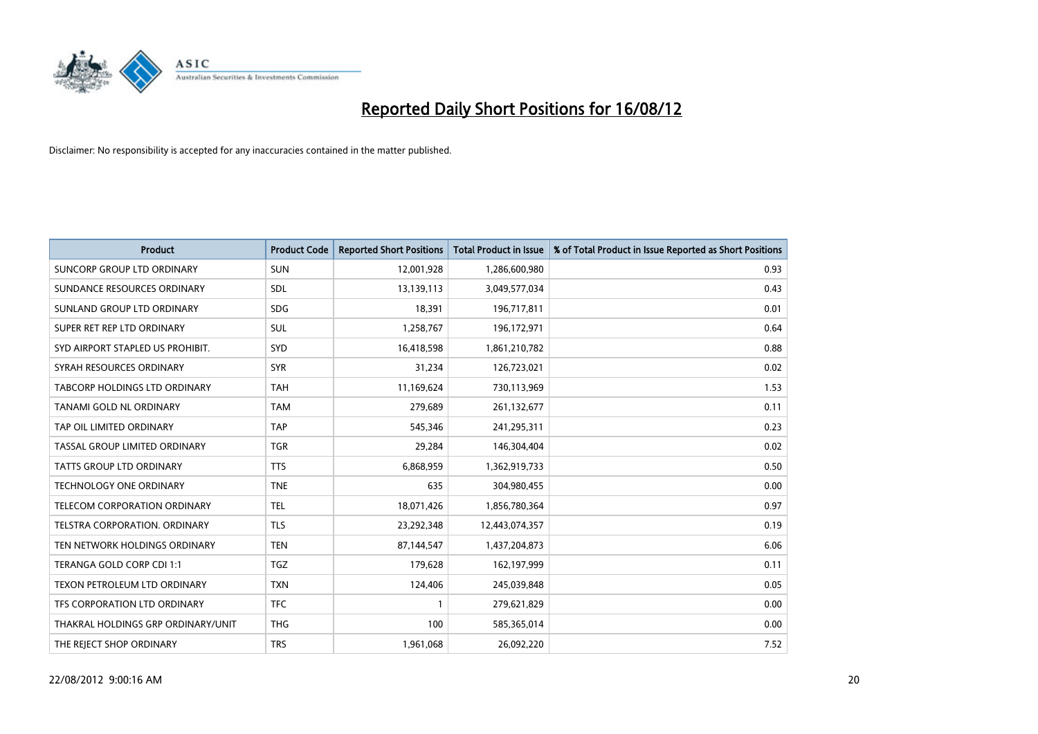# Reported Daily Short Positions for 16/08/12

Disclaimer: No responsibility is accepted for any inaccuracies contained in the matter published.

| Product | Product Code | Reported Short Positions | Total Product in Issue | % of Total Product in Issue Reported as Short Positions |
|---|---|---|---|---|
| SUNCORP GROUP LTD ORDINARY | SUN | 12,001,928 | 1,286,600,980 | 0.93 |
| SUNDANCE RESOURCES ORDINARY | SDL | 13,139,113 | 3,049,577,034 | 0.43 |
| SUNLAND GROUP LTD ORDINARY | SDG | 18,391 | 196,717,811 | 0.01 |
| SUPER RET REP LTD ORDINARY | SUL | 1,258,767 | 196,172,971 | 0.64 |
| SYD AIRPORT STAPLED US PROHIBIT. | SYD | 16,418,598 | 1,861,210,782 | 0.88 |
| SYRAH RESOURCES ORDINARY | SYR | 31,234 | 126,723,021 | 0.02 |
| TABCORP HOLDINGS LTD ORDINARY | TAH | 11,169,624 | 730,113,969 | 1.53 |
| TANAMI GOLD NL ORDINARY | TAM | 279,689 | 261,132,677 | 0.11 |
| TAP OIL LIMITED ORDINARY | TAP | 545,346 | 241,295,311 | 0.23 |
| TASSAL GROUP LIMITED ORDINARY | TGR | 29,284 | 146,304,404 | 0.02 |
| TATTS GROUP LTD ORDINARY | TTS | 6,868,959 | 1,362,919,733 | 0.50 |
| TECHNOLOGY ONE ORDINARY | TNE | 635 | 304,980,455 | 0.00 |
| TELECOM CORPORATION ORDINARY | TEL | 18,071,426 | 1,856,780,364 | 0.97 |
| TELSTRA CORPORATION. ORDINARY | TLS | 23,292,348 | 12,443,074,357 | 0.19 |
| TEN NETWORK HOLDINGS ORDINARY | TEN | 87,144,547 | 1,437,204,873 | 6.06 |
| TERANGA GOLD CORP CDI 1:1 | TGZ | 179,628 | 162,197,999 | 0.11 |
| TEXON PETROLEUM LTD ORDINARY | TXN | 124,406 | 245,039,848 | 0.05 |
| TFS CORPORATION LTD ORDINARY | TFC | 1 | 279,621,829 | 0.00 |
| THAKRAL HOLDINGS GRP ORDINARY/UNIT | THG | 100 | 585,365,014 | 0.00 |
| THE REJECT SHOP ORDINARY | TRS | 1,961,068 | 26,092,220 | 7.52 |

22/08/2012 9:00:16 AM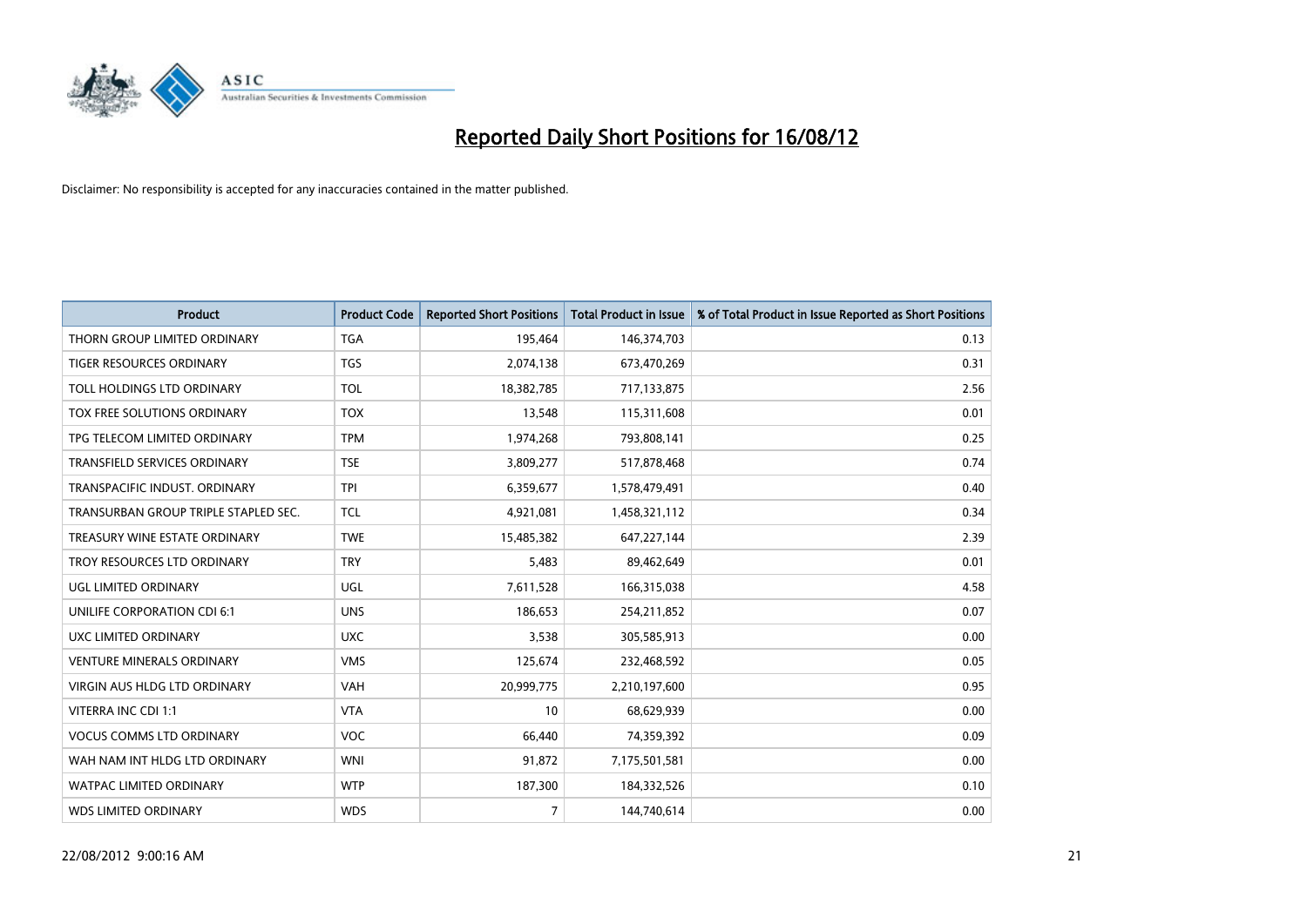# Reported Daily Short Positions for 16/08/12

Disclaimer: No responsibility is accepted for any inaccuracies contained in the matter published.

| Product | Product Code | Reported Short Positions | Total Product in Issue | % of Total Product in Issue Reported as Short Positions |
|---|---|---|---|---|
| THORN GROUP LIMITED ORDINARY | TGA | 195,464 | 146,374,703 | 0.13 |
| TIGER RESOURCES ORDINARY | TGS | 2,074,138 | 673,470,269 | 0.31 |
| TOLL HOLDINGS LTD ORDINARY | TOL | 18,382,785 | 717,133,875 | 2.56 |
| TOX FREE SOLUTIONS ORDINARY | TOX | 13,548 | 115,311,608 | 0.01 |
| TPG TELECOM LIMITED ORDINARY | TPM | 1,974,268 | 793,808,141 | 0.25 |
| TRANSFIELD SERVICES ORDINARY | TSE | 3,809,277 | 517,878,468 | 0.74 |
| TRANSPACIFIC INDUST. ORDINARY | TPI | 6,359,677 | 1,578,479,491 | 0.40 |
| TRANSURBAN GROUP TRIPLE STAPLED SEC. | TCL | 4,921,081 | 1,458,321,112 | 0.34 |
| TREASURY WINE ESTATE ORDINARY | TWE | 15,485,382 | 647,227,144 | 2.39 |
| TROY RESOURCES LTD ORDINARY | TRY | 5,483 | 89,462,649 | 0.01 |
| UGL LIMITED ORDINARY | UGL | 7,611,528 | 166,315,038 | 4.58 |
| UNILIFE CORPORATION CDI 6:1 | UNS | 186,653 | 254,211,852 | 0.07 |
| UXC LIMITED ORDINARY | UXC | 3,538 | 305,585,913 | 0.00 |
| VENTURE MINERALS ORDINARY | VMS | 125,674 | 232,468,592 | 0.05 |
| VIRGIN AUS HLDG LTD ORDINARY | VAH | 20,999,775 | 2,210,197,600 | 0.95 |
| VITERRA INC CDI 1:1 | VTA | 10 | 68,629,939 | 0.00 |
| VOCUS COMMS LTD ORDINARY | VOC | 66,440 | 74,359,392 | 0.09 |
| WAH NAM INT HLDG LTD ORDINARY | WNI | 91,872 | 7,175,501,581 | 0.00 |
| WATPAC LIMITED ORDINARY | WTP | 187,300 | 184,332,526 | 0.10 |
| WDS LIMITED ORDINARY | WDS | 7 | 144,740,614 | 0.00 |

22/08/2012 9:00:16 AM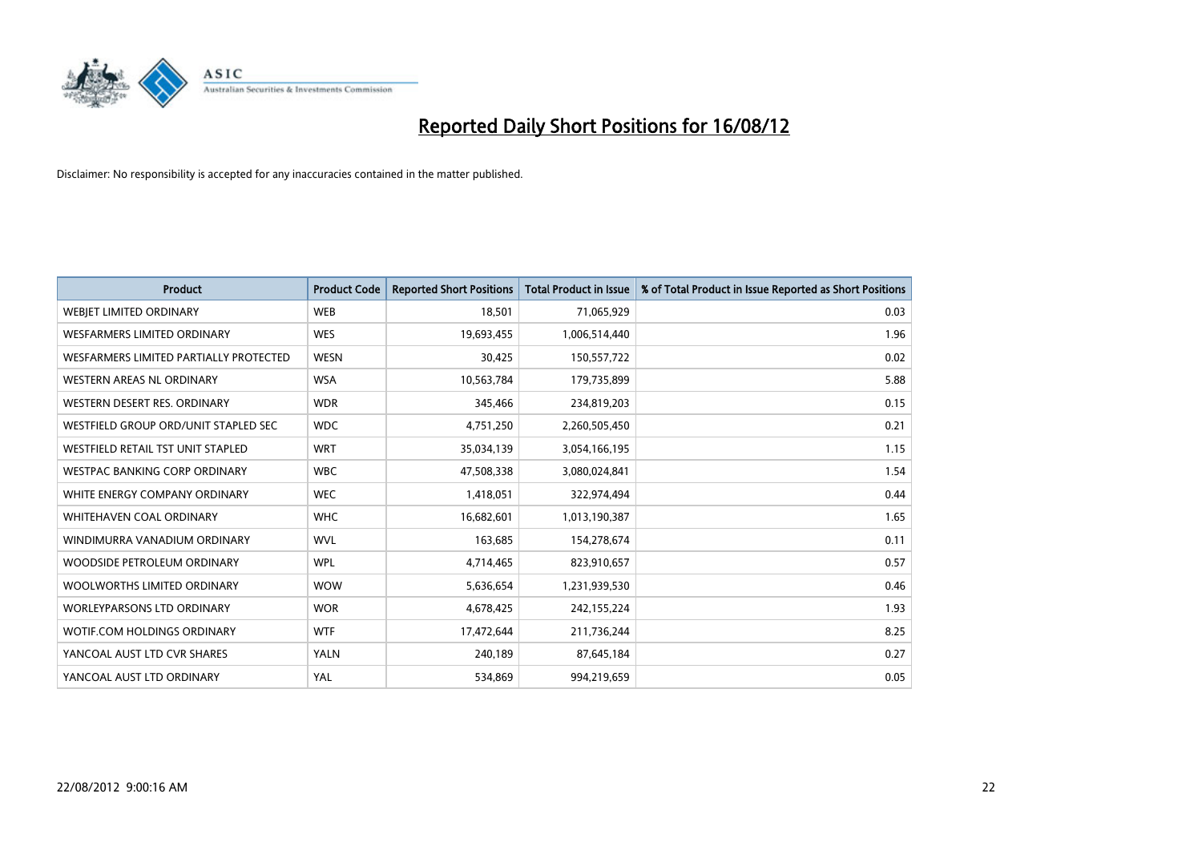# Reported Daily Short Positions for 16/08/12

Disclaimer: No responsibility is accepted for any inaccuracies contained in the matter published.

| Product | Product Code | Reported Short Positions | Total Product in Issue | % of Total Product in Issue Reported as Short Positions |
|---|---|---|---|---|
| WEBJET LIMITED ORDINARY | WEB | 18,501 | 71,065,929 | 0.03 |
| WESFARMERS LIMITED ORDINARY | WES | 19,693,455 | 1,006,514,440 | 1.96 |
| WESFARMERS LIMITED PARTIALLY PROTECTED | WESN | 30,425 | 150,557,722 | 0.02 |
| WESTERN AREAS NL ORDINARY | WSA | 10,563,784 | 179,735,899 | 5.88 |
| WESTERN DESERT RES. ORDINARY | WDR | 345,466 | 234,819,203 | 0.15 |
| WESTFIELD GROUP ORD/UNIT STAPLED SEC | WDC | 4,751,250 | 2,260,505,450 | 0.21 |
| WESTFIELD RETAIL TST UNIT STAPLED | WRT | 35,034,139 | 3,054,166,195 | 1.15 |
| WESTPAC BANKING CORP ORDINARY | WBC | 47,508,338 | 3,080,024,841 | 1.54 |
| WHITE ENERGY COMPANY ORDINARY | WEC | 1,418,051 | 322,974,494 | 0.44 |
| WHITEHAVEN COAL ORDINARY | WHC | 16,682,601 | 1,013,190,387 | 1.65 |
| WINDIMURRA VANADIUM ORDINARY | WVL | 163,685 | 154,278,674 | 0.11 |
| WOODSIDE PETROLEUM ORDINARY | WPL | 4,714,465 | 823,910,657 | 0.57 |
| WOOLWORTHS LIMITED ORDINARY | WOW | 5,636,654 | 1,231,939,530 | 0.46 |
| WORLEYPARSONS LTD ORDINARY | WOR | 4,678,425 | 242,155,224 | 1.93 |
| WOTIF.COM HOLDINGS ORDINARY | WTF | 17,472,644 | 211,736,244 | 8.25 |
| YANCOAL AUST LTD CVR SHARES | YALN | 240,189 | 87,645,184 | 0.27 |
| YANCOAL AUST LTD ORDINARY | YAL | 534,869 | 994,219,659 | 0.05 |